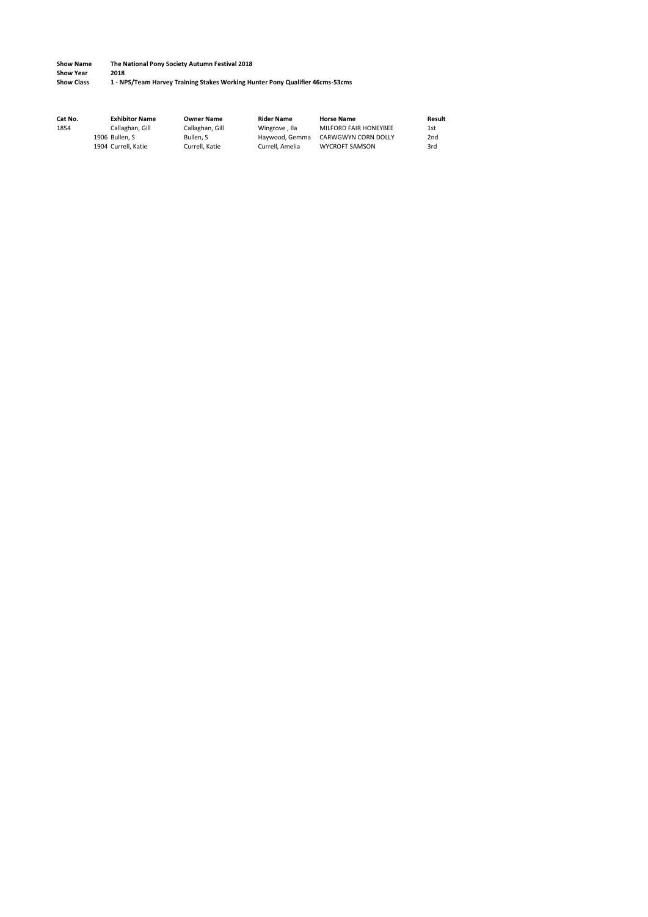**Show Name** The National Pony Society Autumn Festival 2018
**Show Year** 2018
**Show Class** 1 - NPS/Team Harvey Training Stakes Working Hunter Pony Qualifier 46cms-53cms

| Cat No. | Exhibitor Name | Owner Name | Rider Name | Horse Name | Result |
|---|---|---|---|---|---|
| 1854 | Callaghan, Gill | Callaghan, Gill | Wingrove , Ila | MILFORD FAIR HONEYBEE | 1st |
| 1906 | Bullen, S | Bullen, S | Haywood, Gemma | CARWGWYN CORN DOLLY | 2nd |
| 1904 | Currell, Katie | Currell, Katie | Currell, Amelia | WYCROFT SAMSON | 3rd |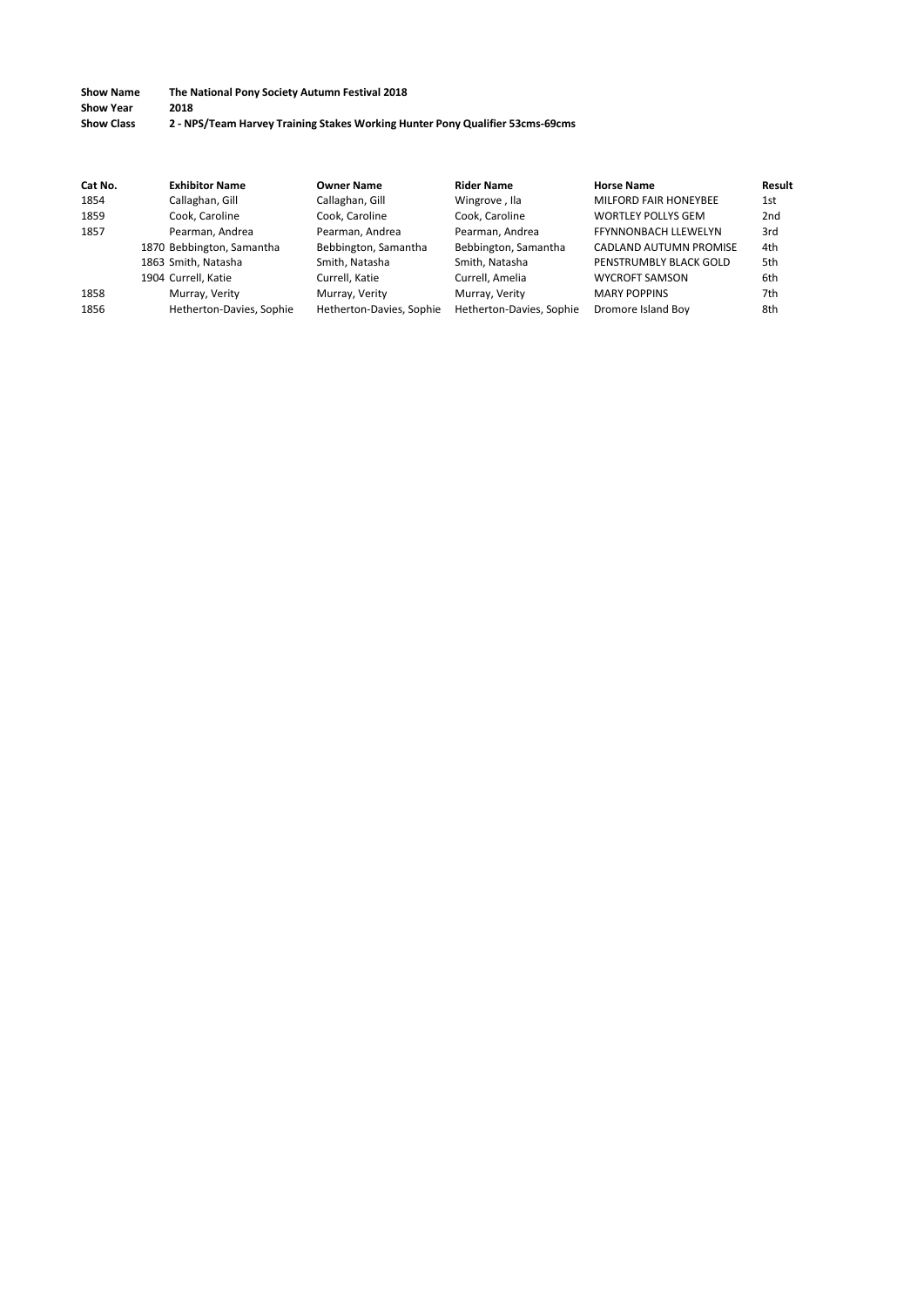**Show Name** The National Pony Society Autumn Festival 2018
**Show Year** 2018
**Show Class** 2 - NPS/Team Harvey Training Stakes Working Hunter Pony Qualifier 53cms-69cms

| Cat No. | Exhibitor Name | Owner Name | Rider Name | Horse Name | Result |
|---|---|---|---|---|---|
| 1854 | Callaghan, Gill | Callaghan, Gill | Wingrove , Ila | MILFORD FAIR HONEYBEE | 1st |
| 1859 | Cook, Caroline | Cook, Caroline | Cook, Caroline | WORTLEY POLLYS GEM | 2nd |
| 1857 | Pearman, Andrea | Pearman, Andrea | Pearman, Andrea | FFYNNONBACH LLEWELYN | 3rd |
| 1870 | Bebbington, Samantha | Bebbington, Samantha | Bebbington, Samantha | CADLAND AUTUMN PROMISE | 4th |
| 1863 | Smith, Natasha | Smith, Natasha | Smith, Natasha | PENSTRUMBLY BLACK GOLD | 5th |
| 1904 | Currell, Katie | Currell, Katie | Currell, Amelia | WYCROFT SAMSON | 6th |
| 1858 | Murray, Verity | Murray, Verity | Murray, Verity | MARY POPPINS | 7th |
| 1856 | Hetherton-Davies, Sophie | Hetherton-Davies, Sophie | Hetherton-Davies, Sophie | Dromore Island Boy | 8th |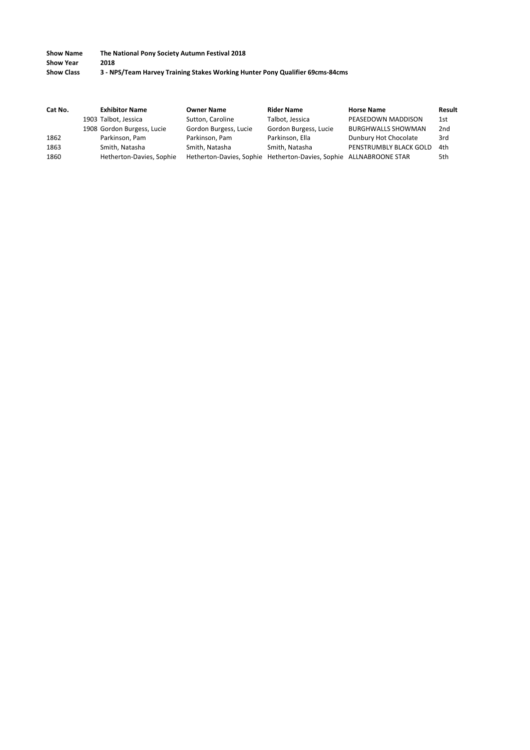**Show Name** The National Pony Society Autumn Festival 2018
**Show Year** 2018
**Show Class** 3 - NPS/Team Harvey Training Stakes Working Hunter Pony Qualifier 69cms-84cms

| Cat No. | Exhibitor Name | Owner Name | Rider Name | Horse Name | Result |
|---|---|---|---|---|---|
| 1903 | Talbot, Jessica | Sutton, Caroline | Talbot, Jessica | PEASEDOWN MADDISON | 1st |
| 1908 | Gordon Burgess, Lucie | Gordon Burgess, Lucie | Gordon Burgess, Lucie | BURGHWALLS SHOWMAN | 2nd |
| 1862 | Parkinson, Pam | Parkinson, Pam | Parkinson, Ella | Dunbury Hot Chocolate | 3rd |
| 1863 | Smith, Natasha | Smith, Natasha | Smith, Natasha | PENSTRUMBLY BLACK GOLD | 4th |
| 1860 | Hetherton-Davies, Sophie | Hetherton-Davies, Sophie | Hetherton-Davies, Sophie | ALLNABROONE STAR | 5th |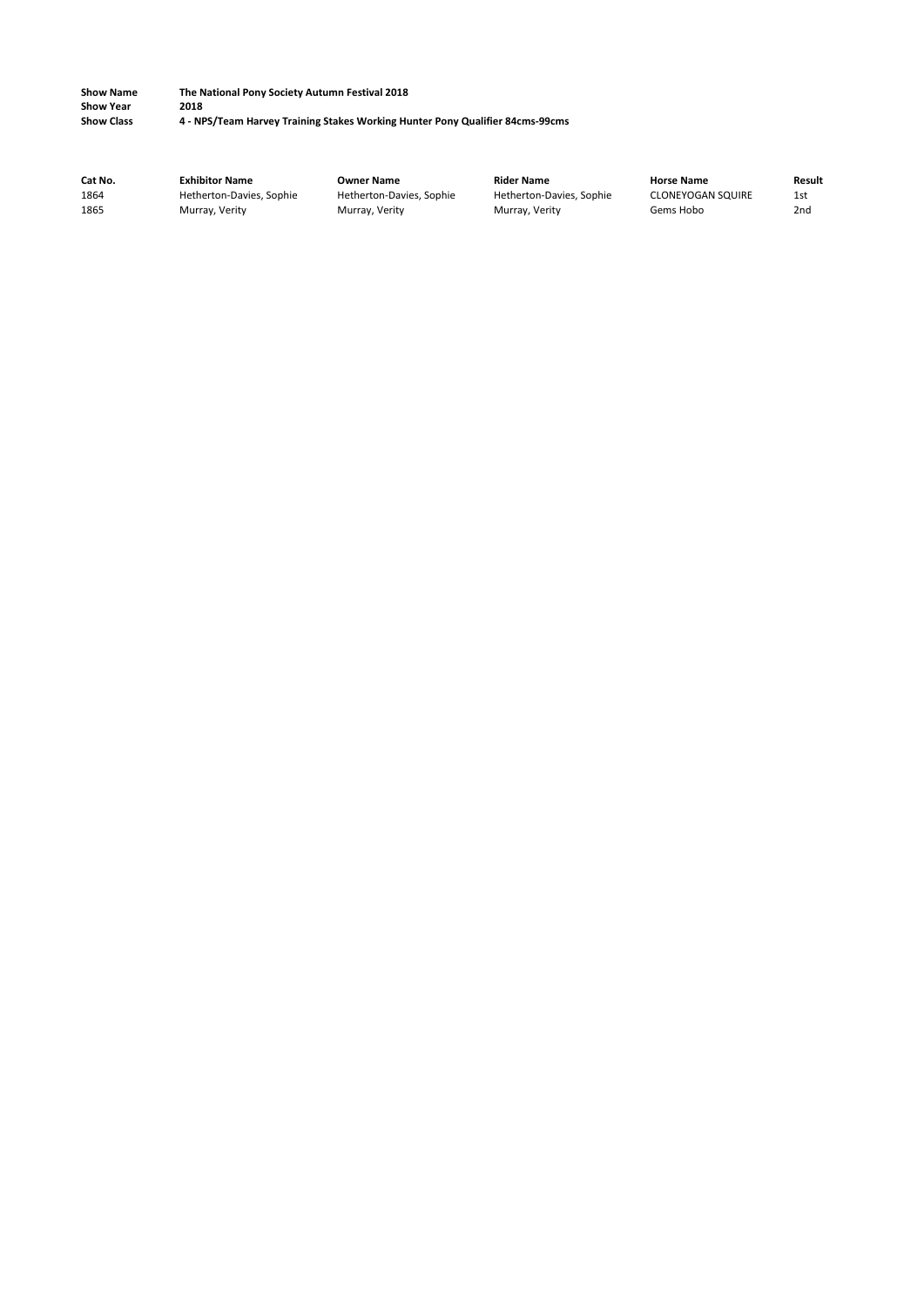**Show Name** The National Pony Society Autumn Festival 2018
**Show Year** 2018
**Show Class** 4 - NPS/Team Harvey Training Stakes Working Hunter Pony Qualifier 84cms-99cms

| Cat No. | Exhibitor Name | Owner Name | Rider Name | Horse Name | Result |
|---|---|---|---|---|---|
| 1864 | Hetherton-Davies, Sophie | Hetherton-Davies, Sophie | Hetherton-Davies, Sophie | CLONEYOGAN SQUIRE | 1st |
| 1865 | Murray, Verity | Murray, Verity | Murray, Verity | Gems Hobo | 2nd |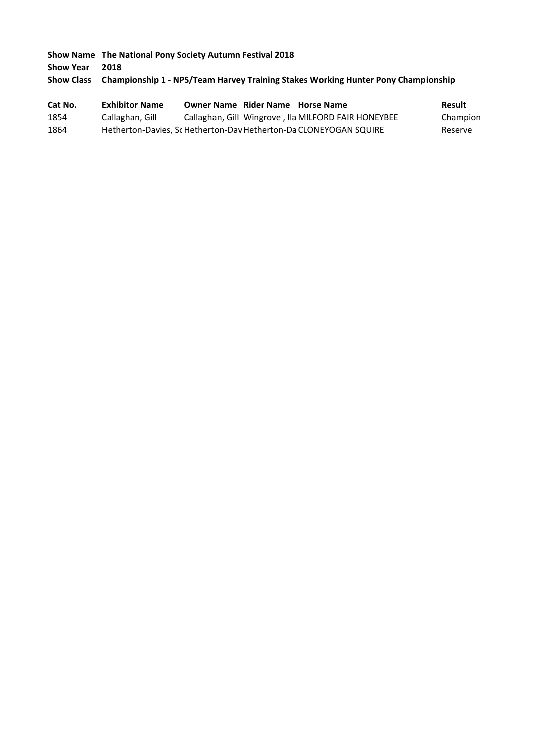**Show Name** **The National Pony Society Autumn Festival 2018**

**Show Year** **2018**

**Show Class** **Championship 1 - NPS/Team Harvey Training Stakes Working Hunter Pony Championship**

| Cat No. | Exhibitor Name | Owner Name | Rider Name | Horse Name | Result |
| --- | --- | --- | --- | --- | --- |
| 1854 | Callaghan, Gill | Callaghan, Gill | Wingrove , Ila | MILFORD FAIR HONEYBEE | Champion |
| 1864 | Hetherton-Davies, Sc | Hetherton-Dav | Hetherton-Da | CLONEYOGAN SQUIRE | Reserve |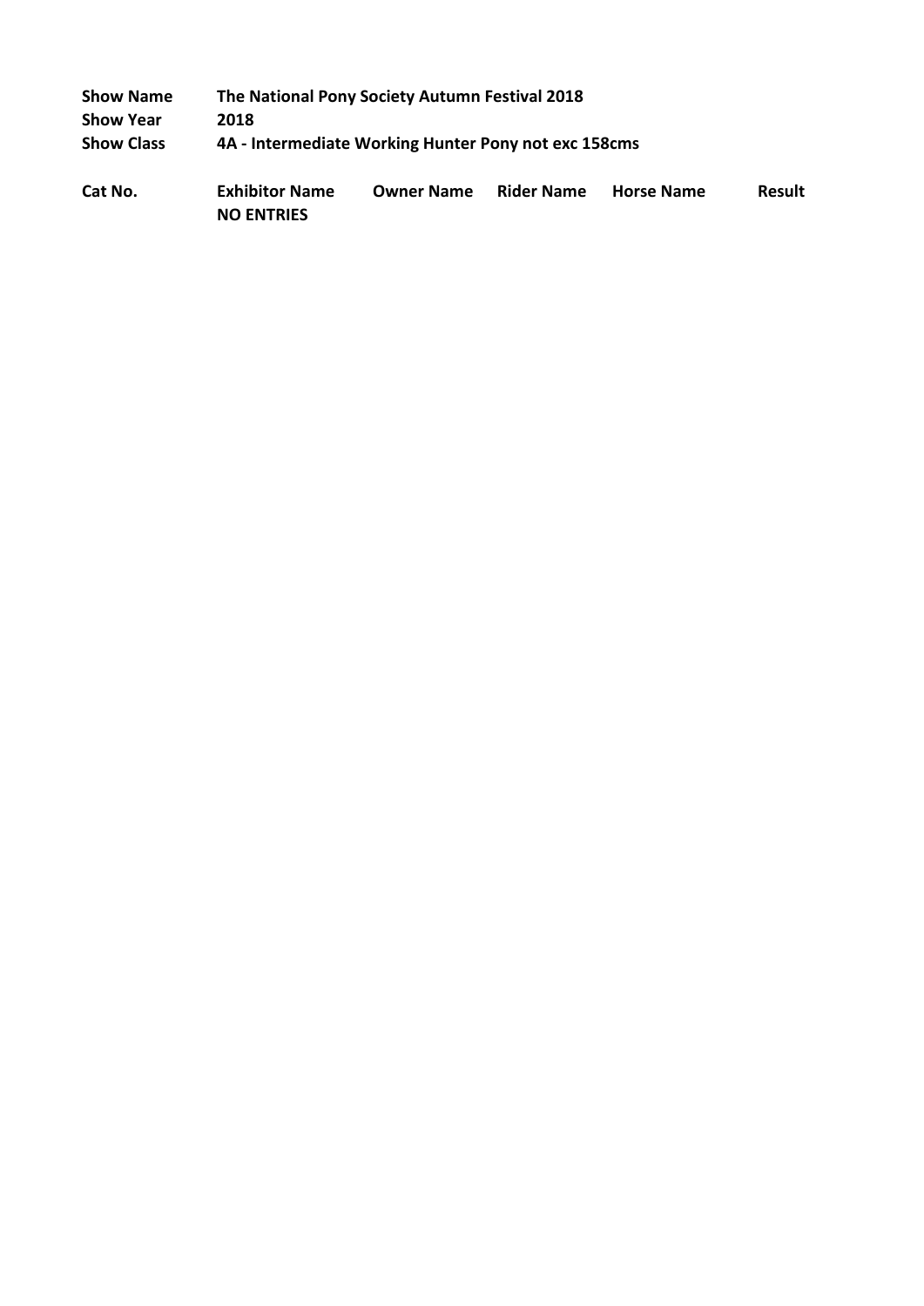| | |
|---|---|
| **Show Name** | **The National Pony Society Autumn Festival 2018** |
| **Show Year** | **2018** |
| **Show Class** | **4A - Intermediate Working Hunter Pony not exc 158cms** |

| Cat No. | Exhibitor Name | Owner Name | Rider Name | Horse Name | Result |
|---|---|---|---|---|---|
| | **NO ENTRIES** | | | | |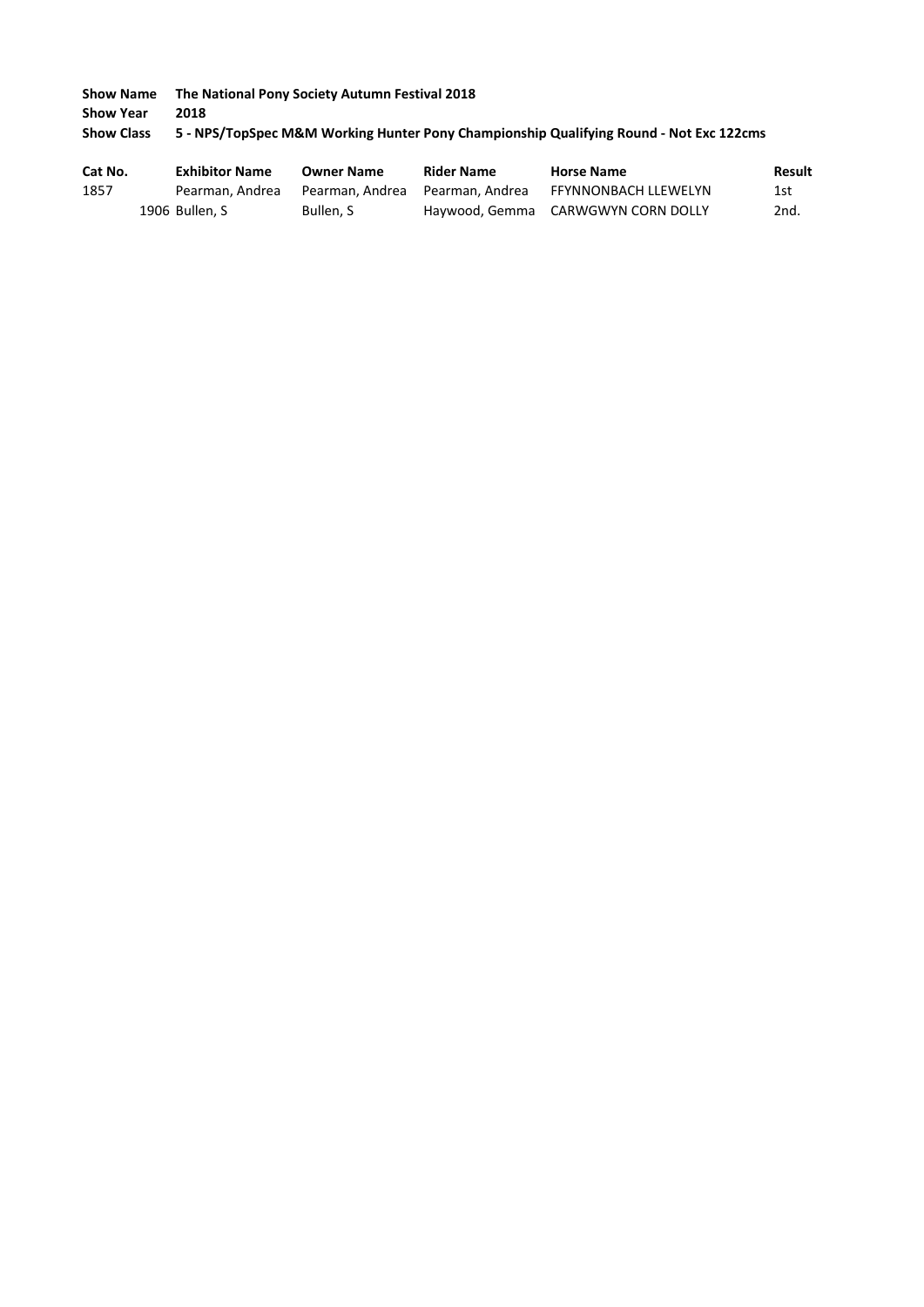**Show Name** **The National Pony Society Autumn Festival 2018**
**Show Year** **2018**
**Show Class** **5 - NPS/TopSpec M&M Working Hunter Pony Championship Qualifying Round - Not Exc 122cms**

| Cat No. | Exhibitor Name | Owner Name | Rider Name | Horse Name | Result |
|---|---|---|---|---|---|
| 1857 | Pearman, Andrea | Pearman, Andrea | Pearman, Andrea | FFYNNONBACH LLEWELYN | 1st |
| 1906 | Bullen, S | Bullen, S | Haywood, Gemma | CARWGWYN CORN DOLLY | 2nd. |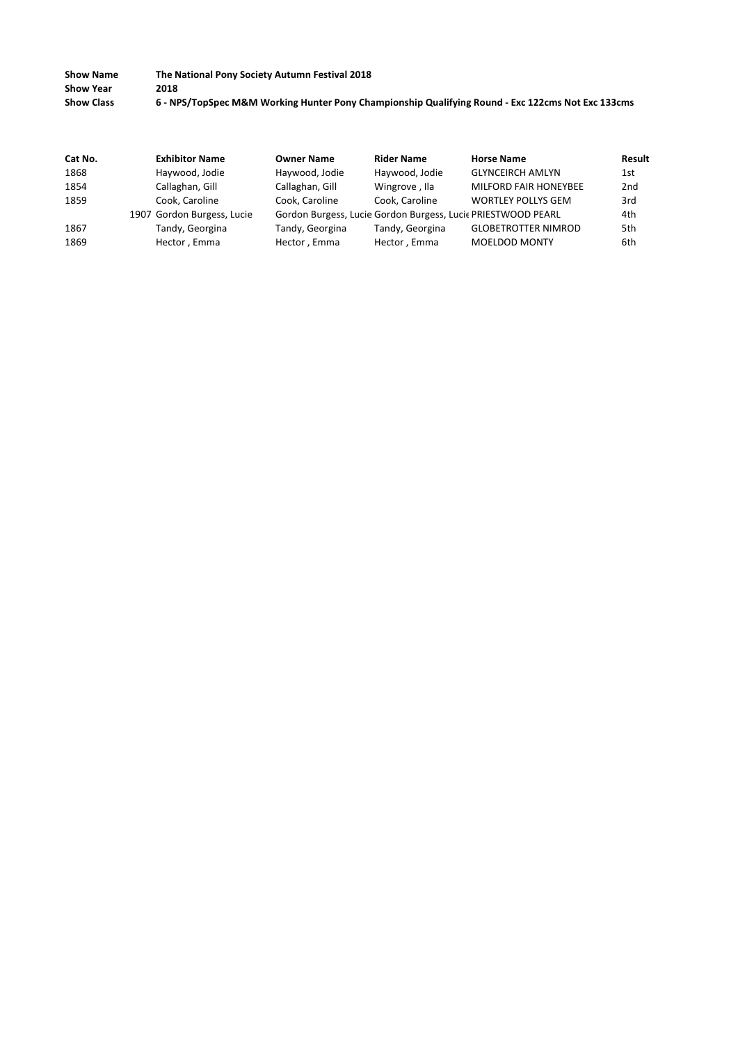**Show Name** The National Pony Society Autumn Festival 2018
**Show Year** 2018
**Show Class** 6 - NPS/TopSpec M&M Working Hunter Pony Championship Qualifying Round - Exc 122cms Not Exc 133cms

| Cat No. | Exhibitor Name | Owner Name | Rider Name | Horse Name | Result |
|---|---|---|---|---|---|
| 1868 | Haywood, Jodie | Haywood, Jodie | Haywood, Jodie | GLYNCEIRCH AMLYN | 1st |
| 1854 | Callaghan, Gill | Callaghan, Gill | Wingrove , Ila | MILFORD FAIR HONEYBEE | 2nd |
| 1859 | Cook, Caroline | Cook, Caroline | Cook, Caroline | WORTLEY POLLYS GEM | 3rd |
| 1907 | Gordon Burgess, Lucie | Gordon Burgess, Lucie | Gordon Burgess, Lucie | PRIESTWOOD PEARL | 4th |
| 1867 | Tandy, Georgina | Tandy, Georgina | Tandy, Georgina | GLOBETROTTER NIMROD | 5th |
| 1869 | Hector , Emma | Hector , Emma | Hector , Emma | MOELDOD MONTY | 6th |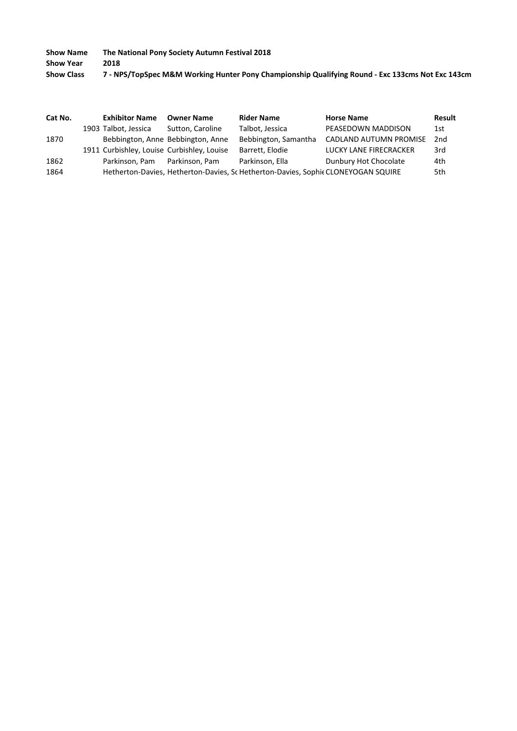**Show Name** The National Pony Society Autumn Festival 2018
**Show Year** 2018
**Show Class** 7 - NPS/TopSpec M&M Working Hunter Pony Championship Qualifying Round - Exc 133cms Not Exc 143cm

| Cat No. | Exhibitor Name | Owner Name | Rider Name | Horse Name | Result |
|---|---|---|---|---|---|
| 1903 | Talbot, Jessica | Sutton, Caroline | Talbot, Jessica | PEASEDOWN MADDISON | 1st |
| 1870 | Bebbington, Anne | Bebbington, Anne | Bebbington, Samantha | CADLAND AUTUMN PROMISE | 2nd |
| 1911 | Curbishley, Louise | Curbishley, Louise | Barrett, Elodie | LUCKY LANE FIRECRACKER | 3rd |
| 1862 | Parkinson, Pam | Parkinson, Pam | Parkinson, Ella | Dunbury Hot Chocolate | 4th |
| 1864 | Hetherton-Davies, | Hetherton-Davies, So | Hetherton-Davies, Sophie | CLONEYOGAN SQUIRE | 5th |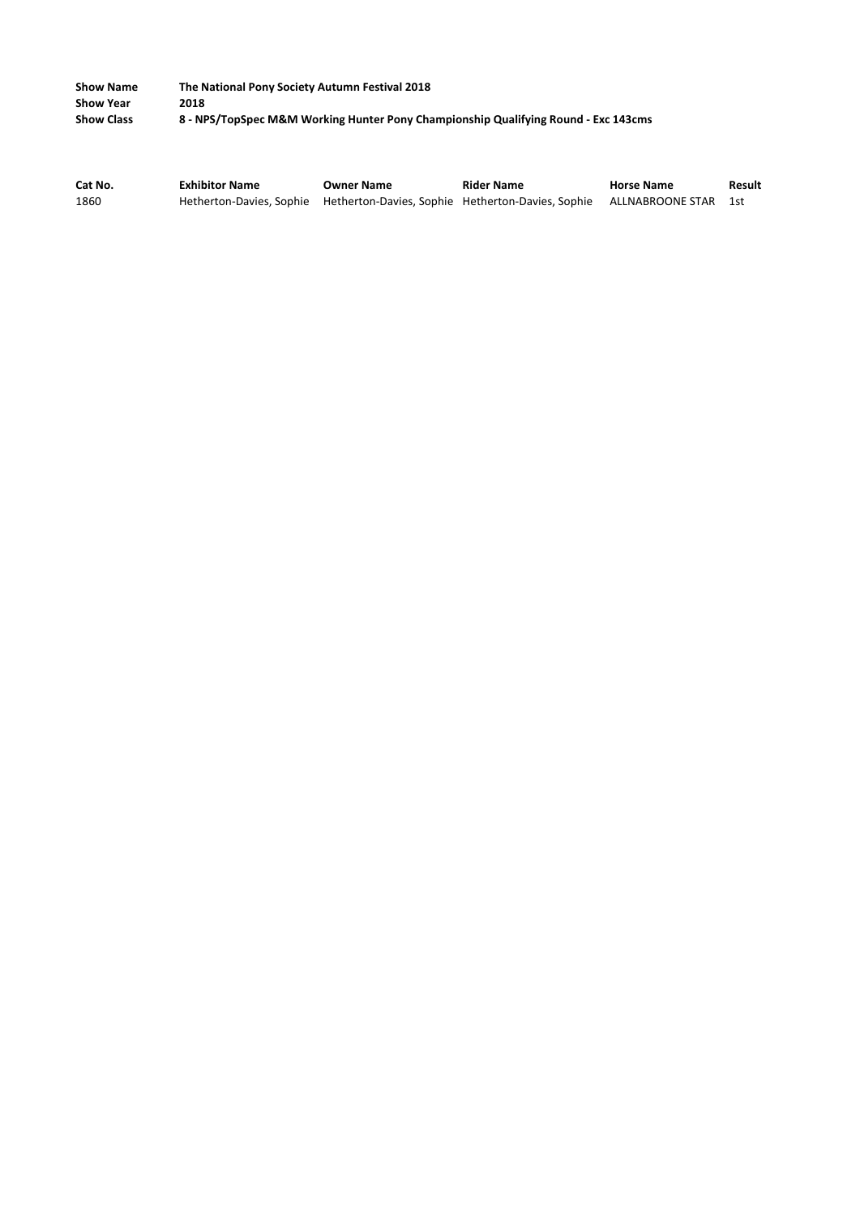**Show Name** The National Pony Society Autumn Festival 2018
**Show Year** 2018
**Show Class** 8 - NPS/TopSpec M&M Working Hunter Pony Championship Qualifying Round - Exc 143cms

| Cat No. | Exhibitor Name | Owner Name | Rider Name | Horse Name | Result |
|---|---|---|---|---|---|
| 1860 | Hetherton-Davies, Sophie | Hetherton-Davies, Sophie | Hetherton-Davies, Sophie | ALLNABROONE STAR | 1st |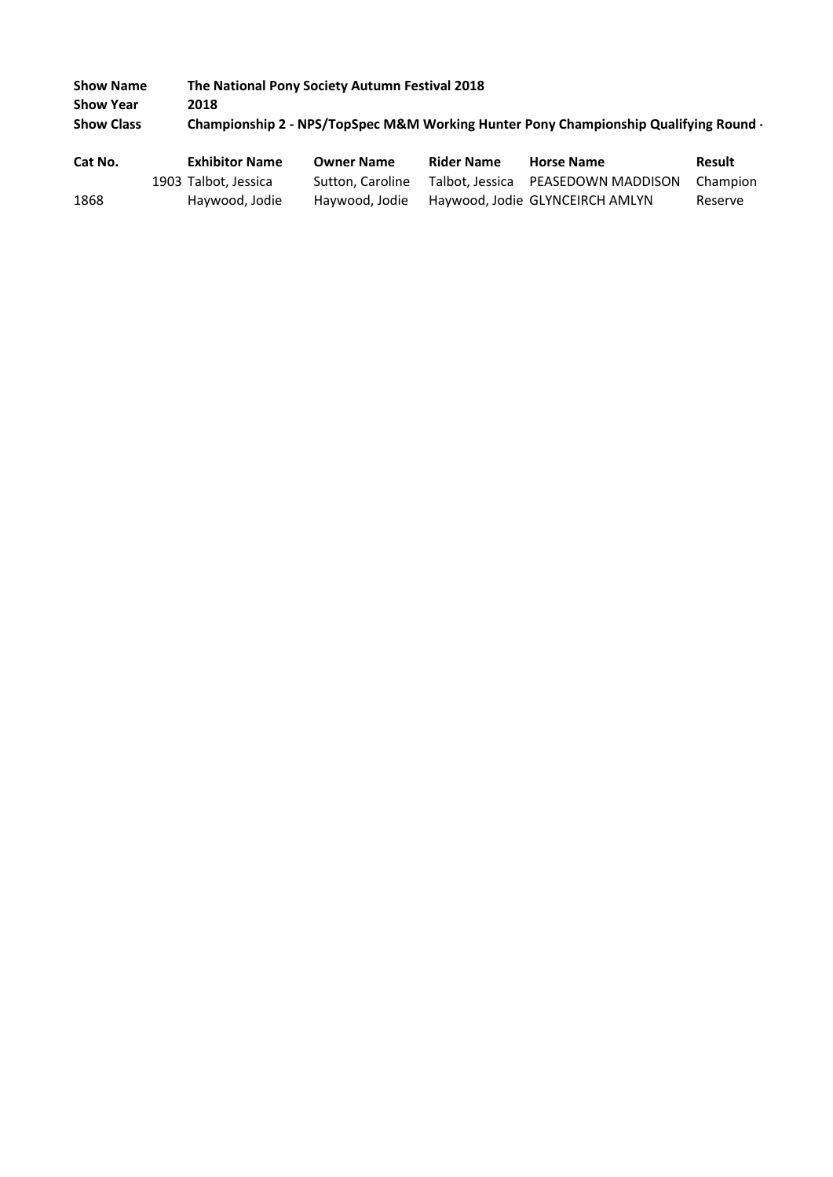**Show Name** The National Pony Society Autumn Festival 2018
**Show Year** 2018
**Show Class** Championship 2 - NPS/TopSpec M&M Working Hunter Pony Championship Qualifying Round -

| Cat No. | Exhibitor Name | Owner Name | Rider Name | Horse Name | Result |
|---|---|---|---|---|---|
| 1903 | Talbot, Jessica | Sutton, Caroline | Talbot, Jessica | PEASEDOWN MADDISON | Champion |
| 1868 | Haywood, Jodie | Haywood, Jodie | Haywood, Jodie | GLYNCEIRCH AMLYN | Reserve |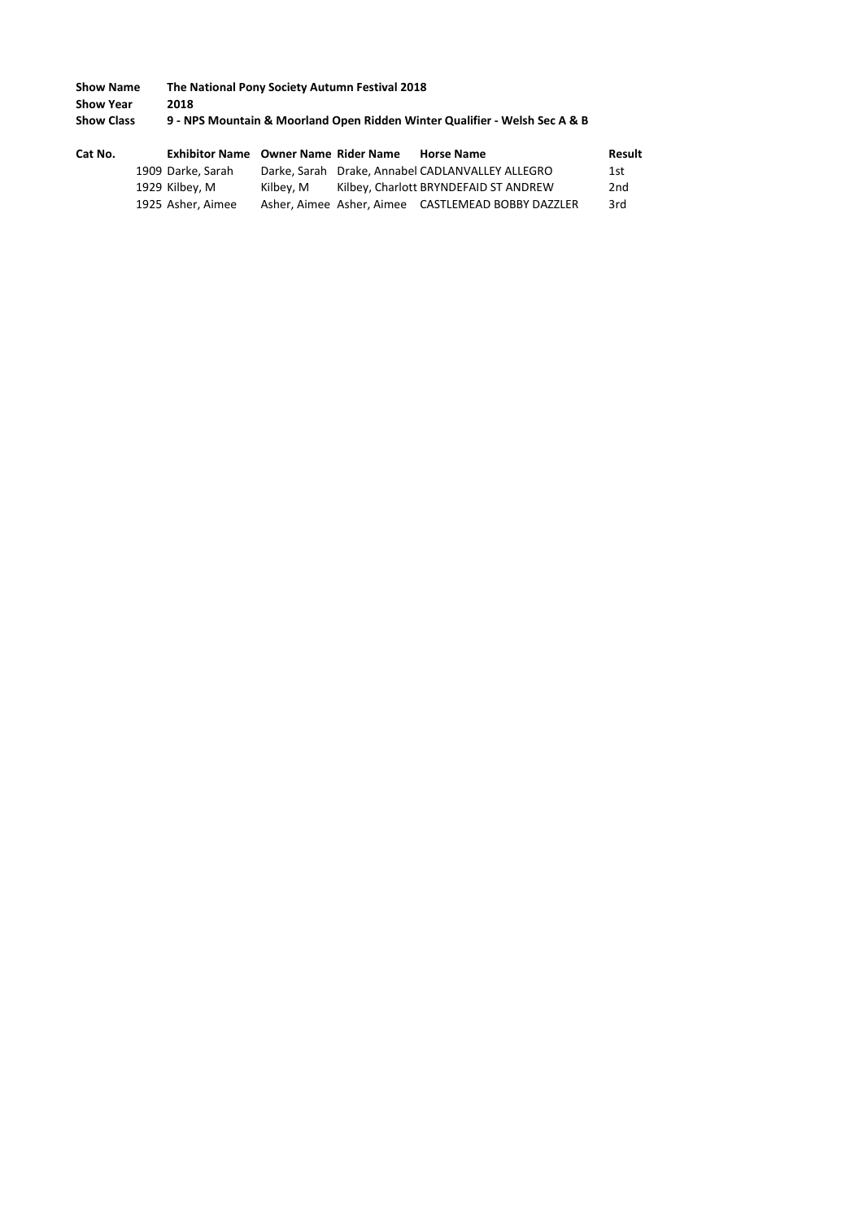**Show Name** The National Pony Society Autumn Festival 2018
**Show Year** 2018
**Show Class** 9 - NPS Mountain & Moorland Open Ridden Winter Qualifier - Welsh Sec A & B

| Cat No. | Exhibitor Name | Owner Name | Rider Name | Horse Name | Result |
|---|---|---|---|---|---|
| 1909 | Darke, Sarah | Darke, Sarah | Drake, Annabel | CADLANVALLEY ALLEGRO | 1st |
| 1929 | Kilbey, M | Kilbey, M | Kilbey, Charlott | BRYNDEFAID ST ANDREW | 2nd |
| 1925 | Asher, Aimee | Asher, Aimee | Asher, Aimee | CASTLEMEAD BOBBY DAZZLER | 3rd |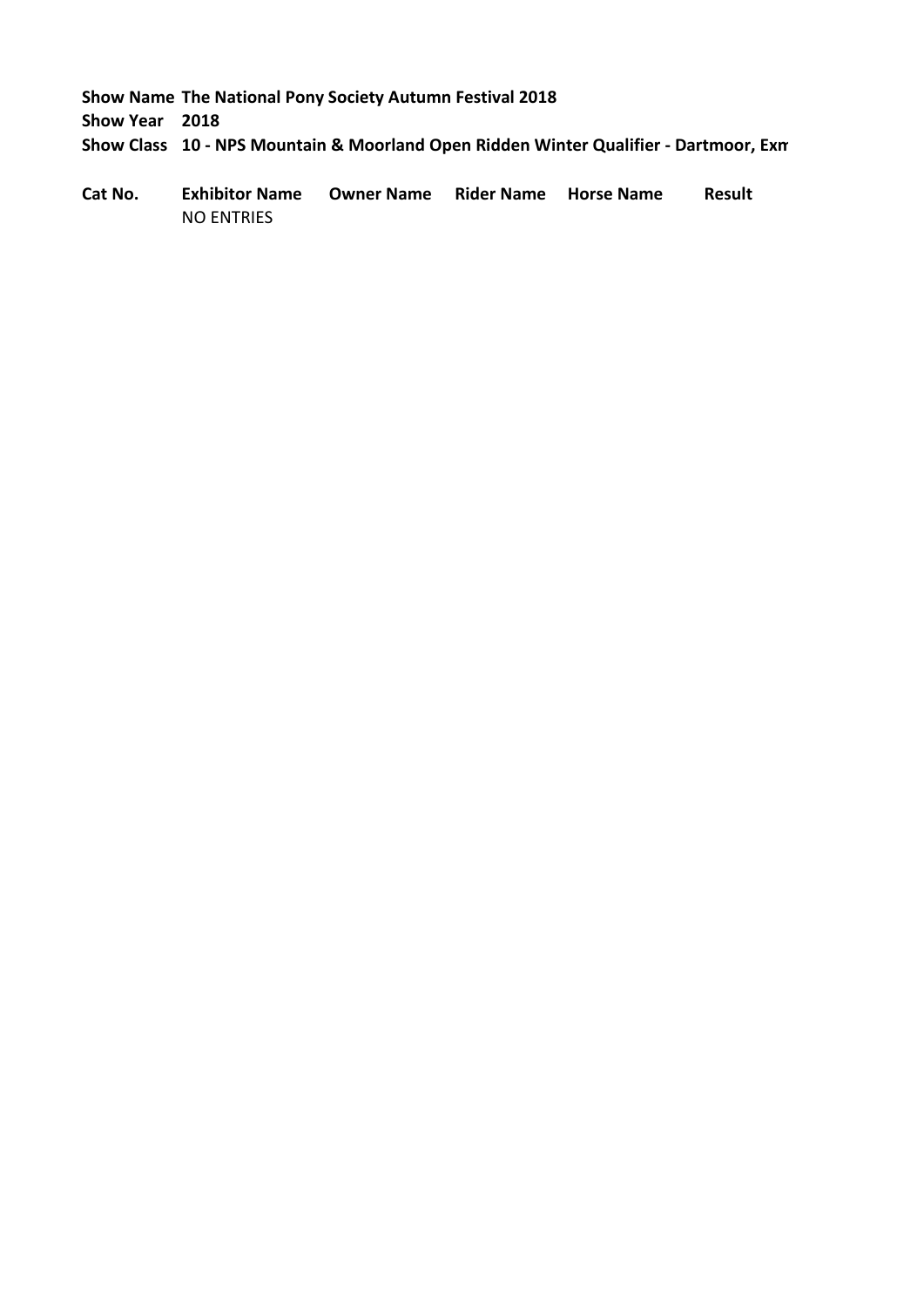**Show Name** **The National Pony Society Autumn Festival 2018**

**Show Year** **2018**

**Show Class** **10 - NPS Mountain & Moorland Open Ridden Winter Qualifier - Dartmoor, Exm**

| Cat No. | Exhibitor Name | Owner Name | Rider Name | Horse Name | Result |
|---|---|---|---|---|---|
| | NO ENTRIES | | | | |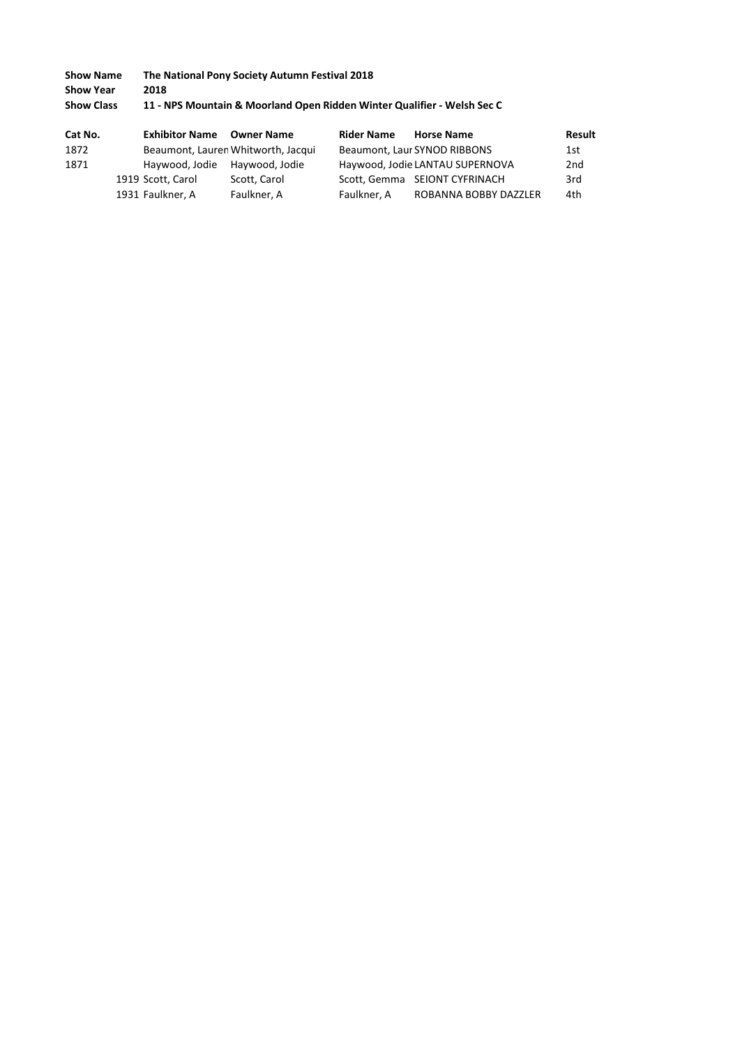**Show Name** The National Pony Society Autumn Festival 2018
**Show Year** 2018
**Show Class** 11 - NPS Mountain & Moorland Open Ridden Winter Qualifier - Welsh Sec C

| Cat No. | Exhibitor Name | Owner Name | Rider Name | Horse Name | Result |
|---|---|---|---|---|---|
| 1872 | Beaumont, Lauren | Whitworth, Jacqui | Beaumont, Laur | SYNOD RIBBONS | 1st |
| 1871 | Haywood, Jodie | Haywood, Jodie | Haywood, Jodie | LANTAU SUPERNOVA | 2nd |
| 1919 | Scott, Carol | Scott, Carol | Scott, Gemma | SEIONT CYFRINACH | 3rd |
| 1931 | Faulkner, A | Faulkner, A | Faulkner, A | ROBANNA BOBBY DAZZLER | 4th |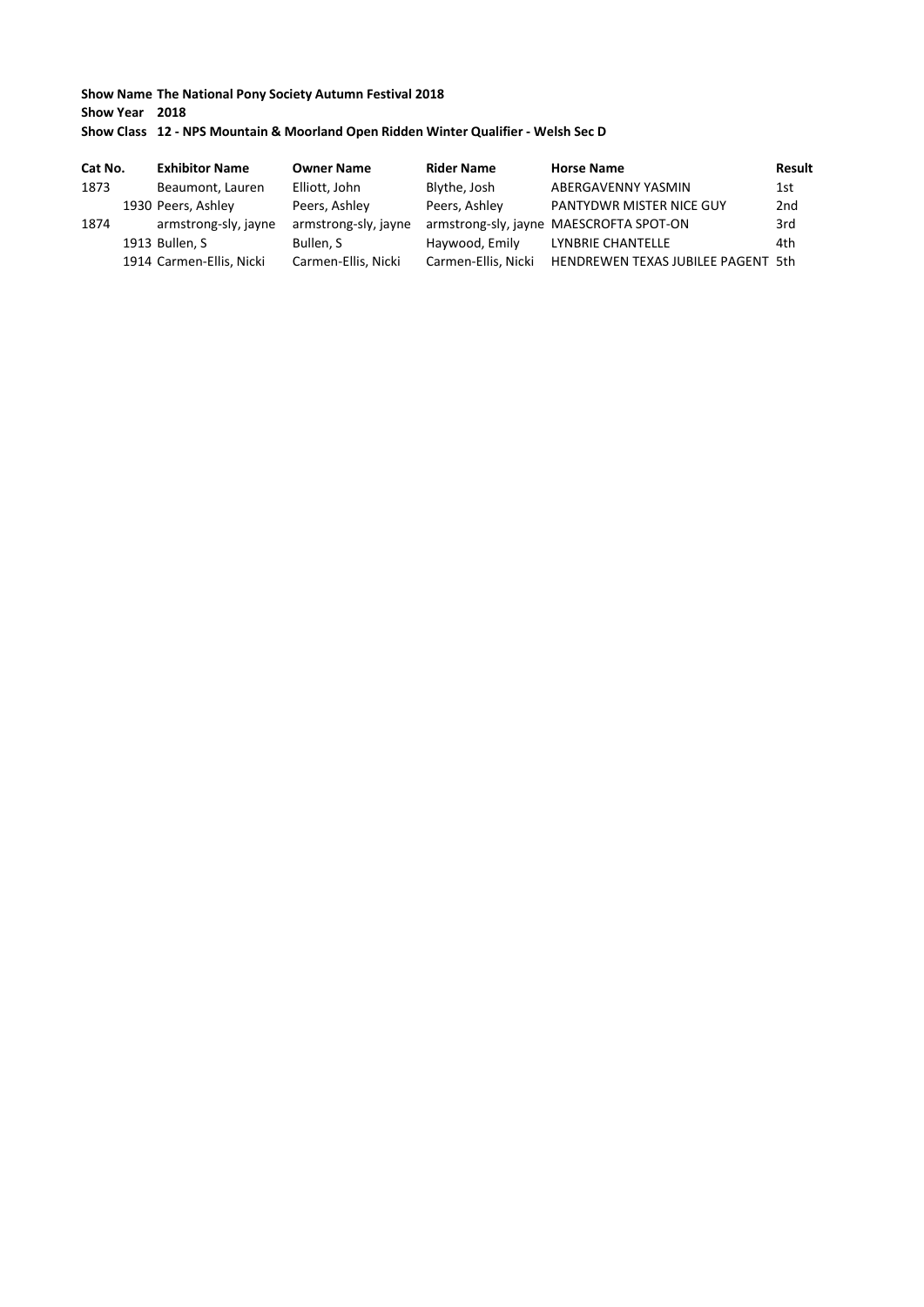**Show Name** **The National Pony Society Autumn Festival 2018**
**Show Year** **2018**
**Show Class** **12 - NPS Mountain & Moorland Open Ridden Winter Qualifier - Welsh Sec D**

| Cat No. | Exhibitor Name | Owner Name | Rider Name | Horse Name | Result |
|---|---|---|---|---|---|
| 1873 | Beaumont, Lauren | Elliott, John | Blythe, Josh | ABERGAVENNY YASMIN | 1st |
| 1930 | Peers, Ashley | Peers, Ashley | Peers, Ashley | PANTYDWR MISTER NICE GUY | 2nd |
| 1874 | armstrong-sly, jayne | armstrong-sly, jayne | armstrong-sly, jayne | MAESCROFTA SPOT-ON | 3rd |
| 1913 | Bullen, S | Bullen, S | Haywood, Emily | LYNBRIE CHANTELLE | 4th |
| 1914 | Carmen-Ellis, Nicki | Carmen-Ellis, Nicki | Carmen-Ellis, Nicki | HENDREWEN TEXAS JUBILEE PAGENT | 5th |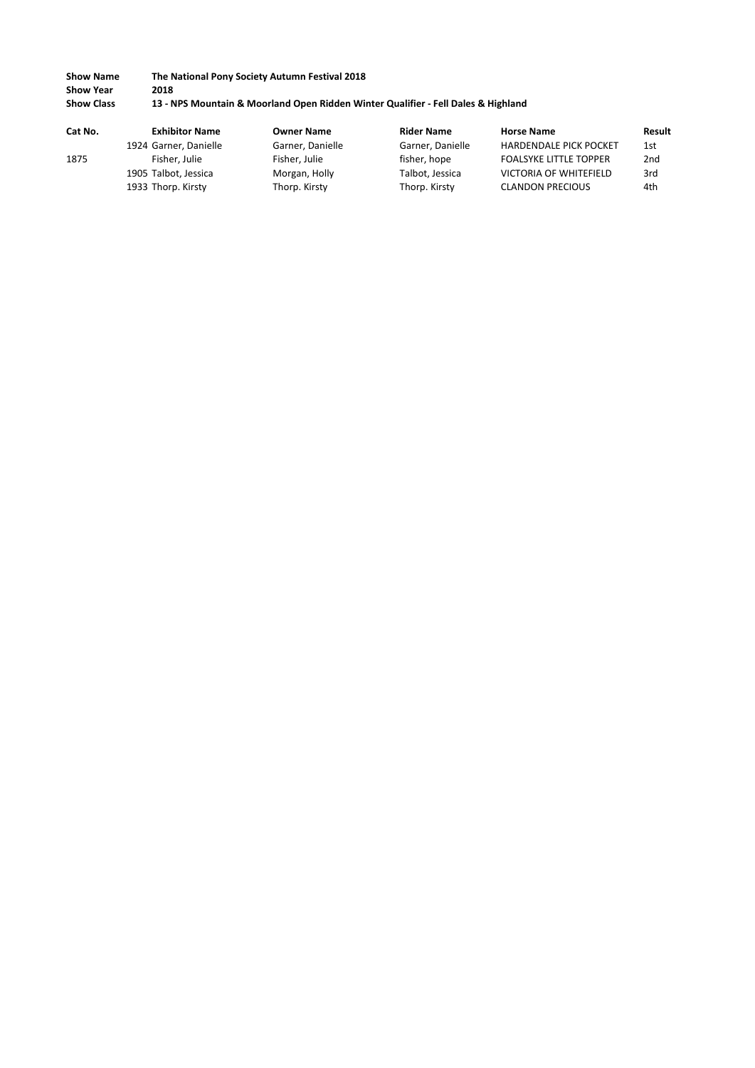**Show Name** The National Pony Society Autumn Festival 2018
**Show Year** 2018
**Show Class** 13 - NPS Mountain & Moorland Open Ridden Winter Qualifier - Fell Dales & Highland

| Cat No. | Exhibitor Name | Owner Name | Rider Name | Horse Name | Result |
|---|---|---|---|---|---|
| 1924 | Garner, Danielle | Garner, Danielle | Garner, Danielle | HARDENDALE PICK POCKET | 1st |
| 1875 | Fisher, Julie | Fisher, Julie | fisher, hope | FOALSYKE LITTLE TOPPER | 2nd |
| 1905 | Talbot, Jessica | Morgan, Holly | Talbot, Jessica | VICTORIA OF WHITEFIELD | 3rd |
| 1933 | Thorp. Kirsty | Thorp. Kirsty | Thorp. Kirsty | CLANDON PRECIOUS | 4th |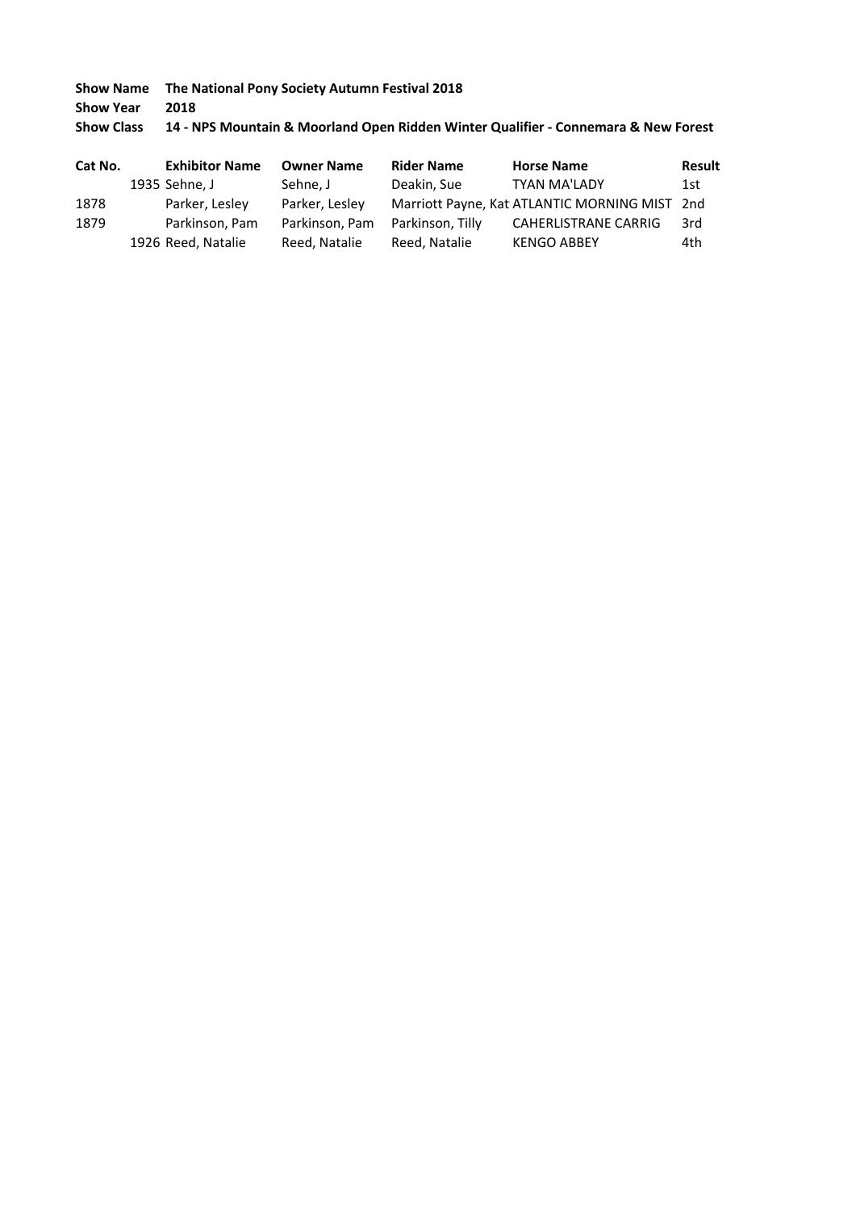**Show Name** **The National Pony Society Autumn Festival 2018**
**Show Year** **2018**
**Show Class** **14 - NPS Mountain & Moorland Open Ridden Winter Qualifier - Connemara & New Forest**

| Cat No. | Exhibitor Name | Owner Name | Rider Name | Horse Name | Result |
|---|---|---|---|---|---|
| 1935 | Sehne, J | Sehne, J | Deakin, Sue | TYAN MA'LADY | 1st |
| 1878 | Parker, Lesley | Parker, Lesley | Marriott Payne, Kat | ATLANTIC MORNING MIST | 2nd |
| 1879 | Parkinson, Pam | Parkinson, Pam | Parkinson, Tilly | CAHERLISTRANE CARRIG | 3rd |
| 1926 | Reed, Natalie | Reed, Natalie | Reed, Natalie | KENGO ABBEY | 4th |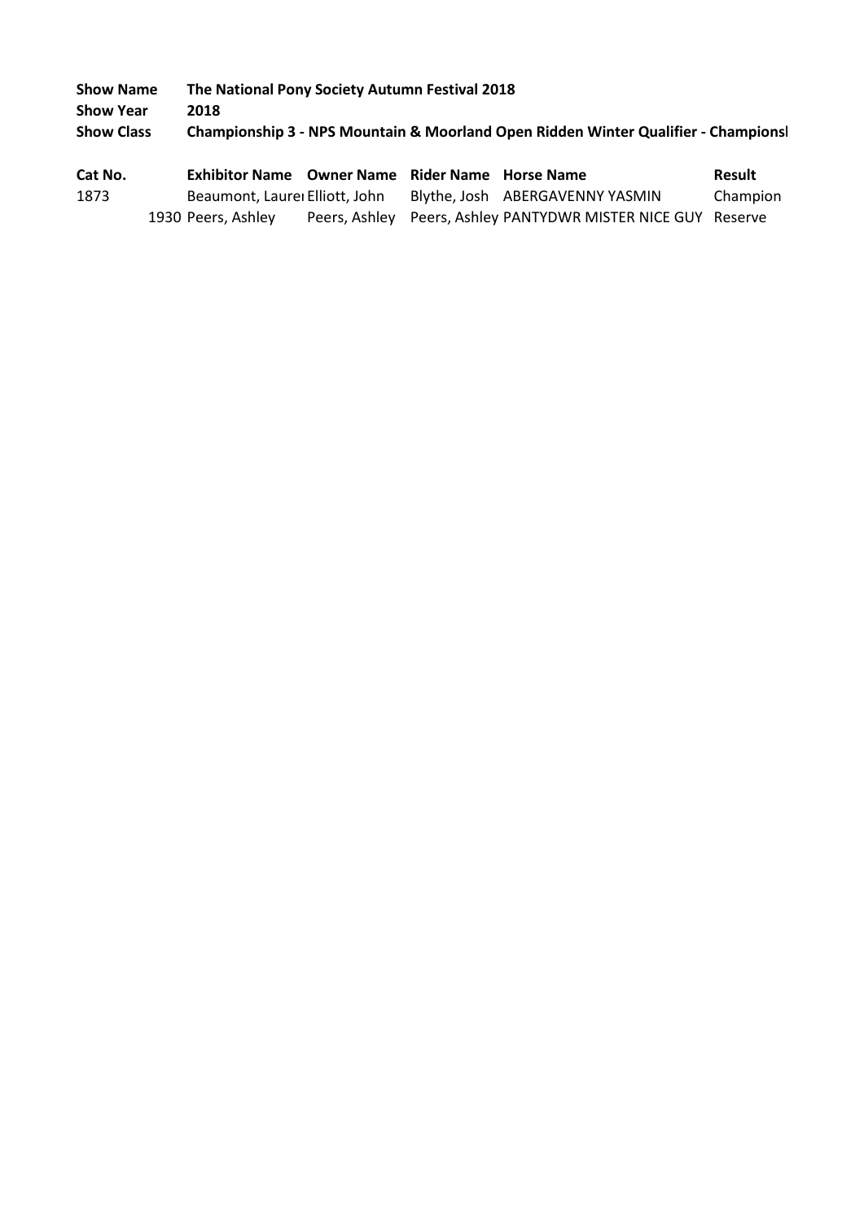**Show Name** The National Pony Society Autumn Festival 2018

**Show Year** 2018

**Show Class** Championship 3 - NPS Mountain & Moorland Open Ridden Winter Qualifier - Championsl

| Cat No. | Exhibitor Name | Owner Name | Rider Name | Horse Name | Result |
|---|---|---|---|---|---|
| 1873 | Beaumont, Laurei | Elliott, John | Blythe, Josh | ABERGAVENNY YASMIN | Champion |
| 1930 | Peers, Ashley | Peers, Ashley | Peers, Ashley | PANTYDWR MISTER NICE GUY | Reserve |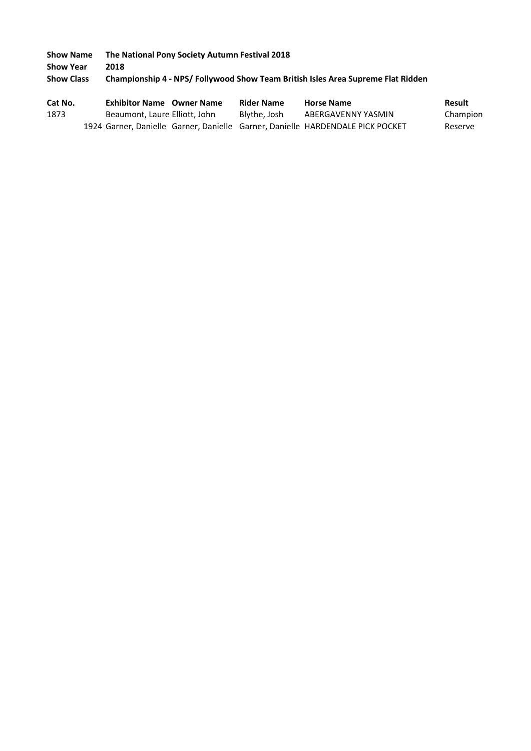**Show Name** **The National Pony Society Autumn Festival 2018**
**Show Year** **2018**
**Show Class** **Championship 4 - NPS/ Follywood Show Team British Isles Area Supreme Flat Ridden**

| Cat No. | Exhibitor Name | Owner Name | Rider Name | Horse Name | Result |
|---|---|---|---|---|---|
| 1873 | Beaumont, Laure | Elliott, John | Blythe, Josh | ABERGAVENNY YASMIN | Champion |
| 1924 | Garner, Danielle | Garner, Danielle | Garner, Danielle | HARDENDALE PICK POCKET | Reserve |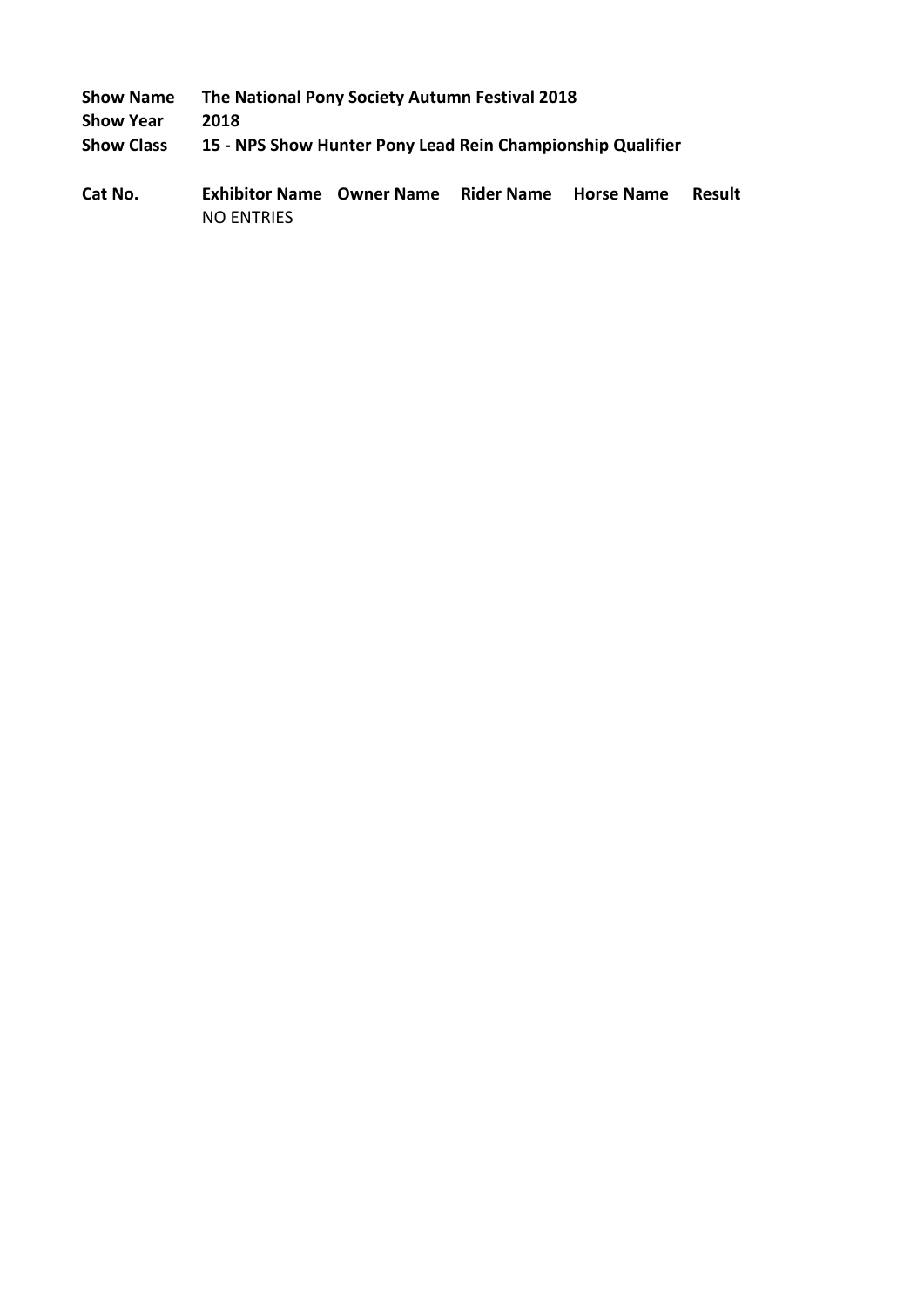**Show Name** The National Pony Society Autumn Festival 2018
**Show Year** 2018
**Show Class** 15 - NPS Show Hunter Pony Lead Rein Championship Qualifier

| Cat No. | Exhibitor Name | Owner Name | Rider Name | Horse Name | Result |
|---|---|---|---|---|---|
| | NO ENTRIES | | | | |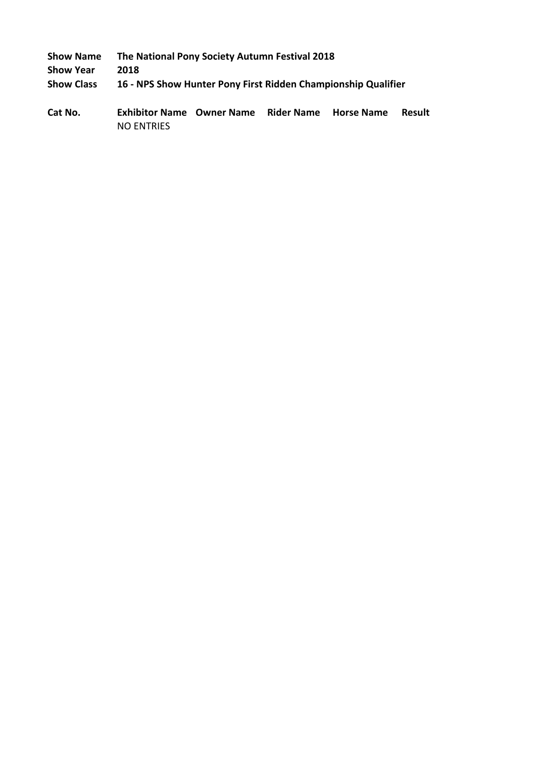**Show Name** The National Pony Society Autumn Festival 2018
**Show Year** 2018
**Show Class** 16 - NPS Show Hunter Pony First Ridden Championship Qualifier

| Cat No. | Exhibitor Name | Owner Name | Rider Name | Horse Name | Result |
|---|---|---|---|---|---|
| | NO ENTRIES | | | | |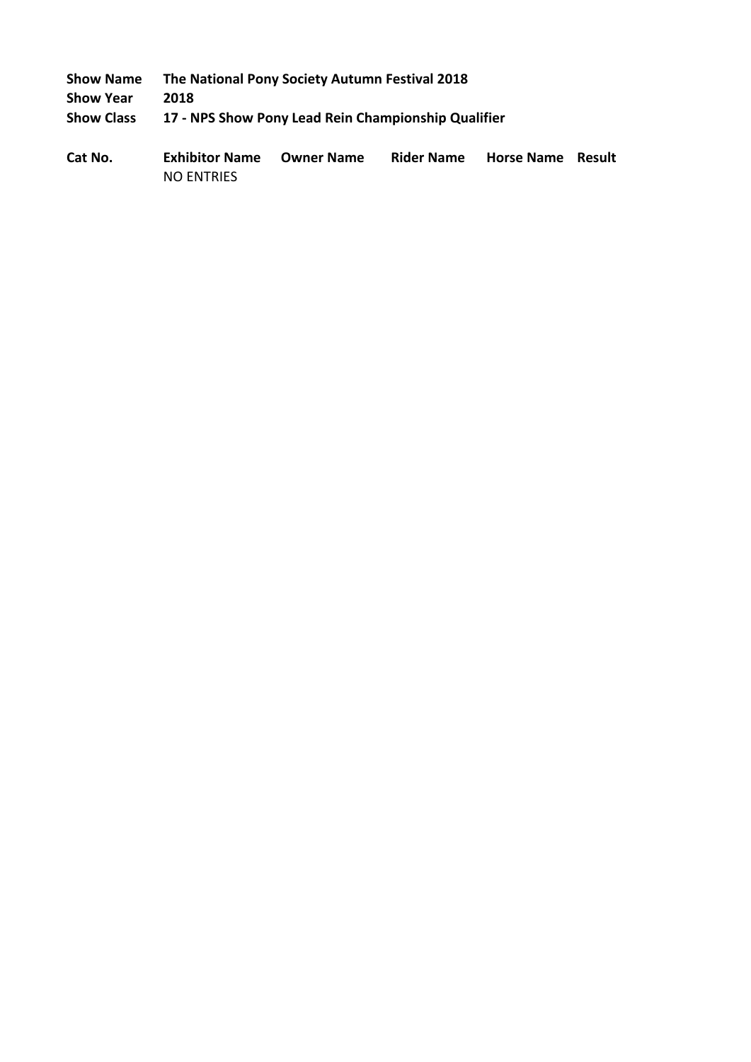**Show Name** **The National Pony Society Autumn Festival 2018**
**Show Year** **2018**
**Show Class** **17 - NPS Show Pony Lead Rein Championship Qualifier**

| Cat No. | Exhibitor Name | Owner Name | Rider Name | Horse Name | Result |
|---|---|---|---|---|---|
| | NO ENTRIES | | | | |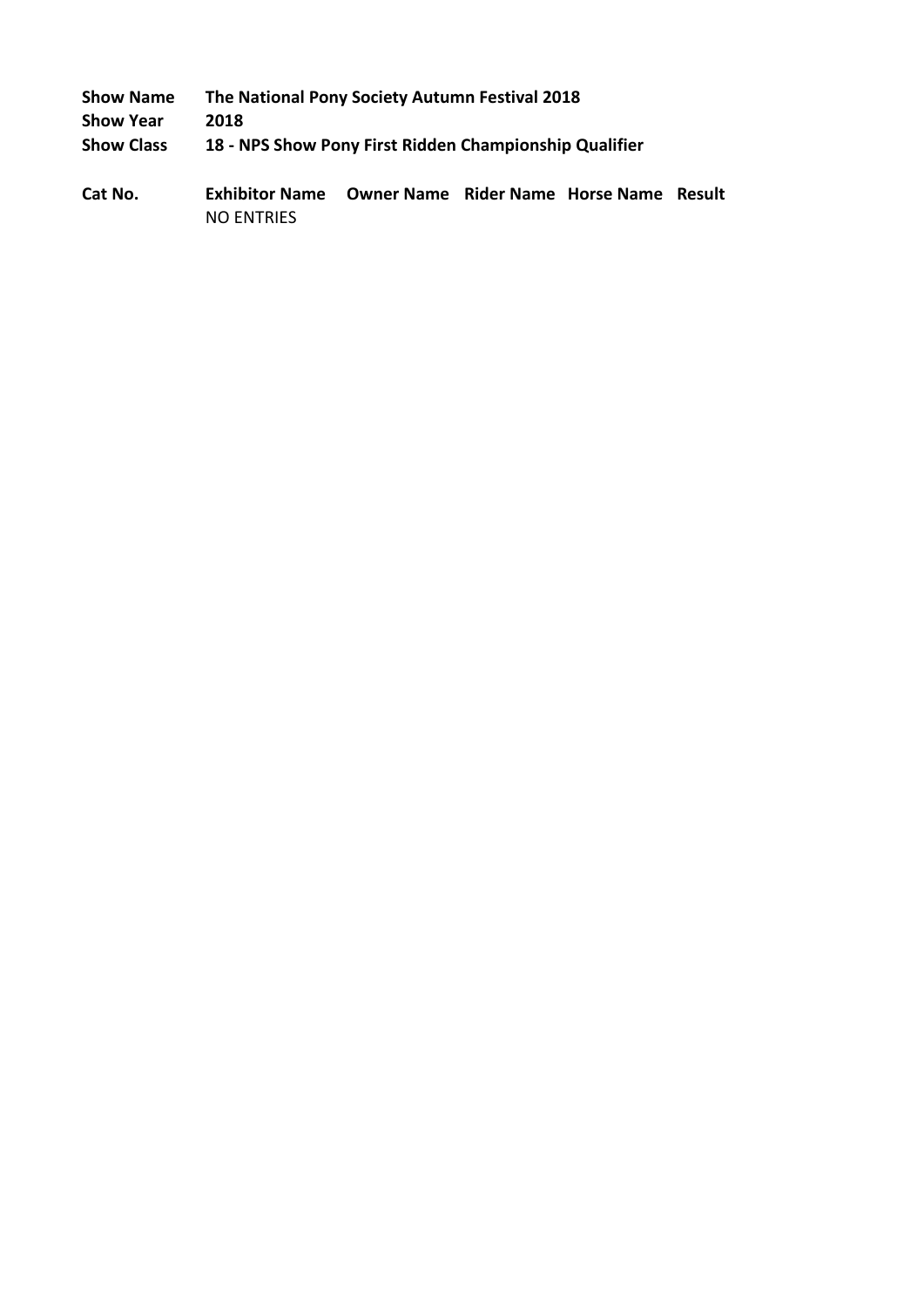**Show Name** The National Pony Society Autumn Festival 2018
**Show Year** 2018
**Show Class** 18 - NPS Show Pony First Ridden Championship Qualifier

| Cat No. | Exhibitor Name | Owner Name | Rider Name | Horse Name | Result |
|---|---|---|---|---|---|
| | NO ENTRIES | | | | |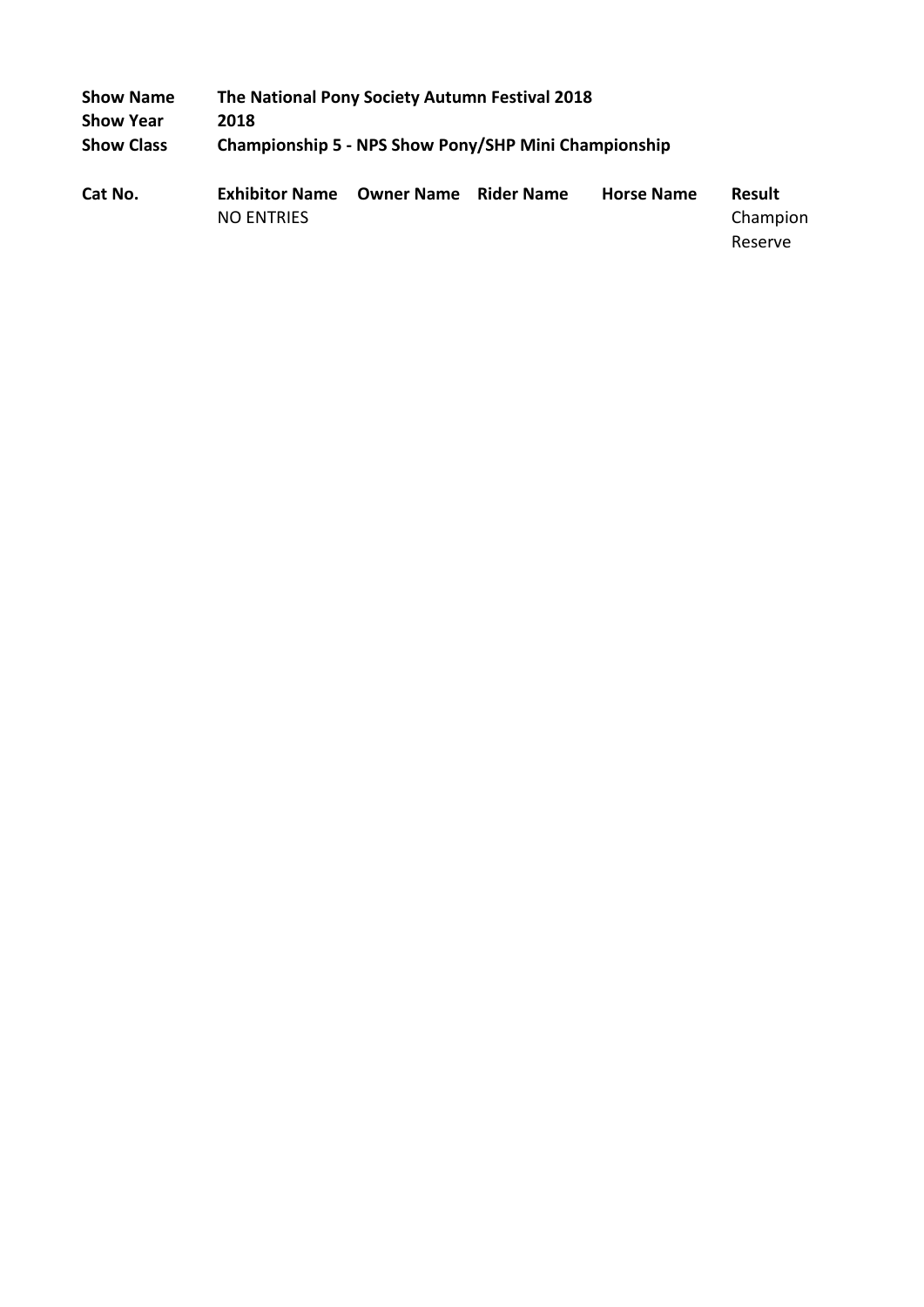**Show Name** The National Pony Society Autumn Festival 2018
**Show Year** 2018
**Show Class** Championship 5 - NPS Show Pony/SHP Mini Championship

| Cat No. | Exhibitor Name | Owner Name | Rider Name | Horse Name | Result |
|---|---|---|---|---|---|
| | NO ENTRIES | | | | Champion |
| | | | | | Reserve |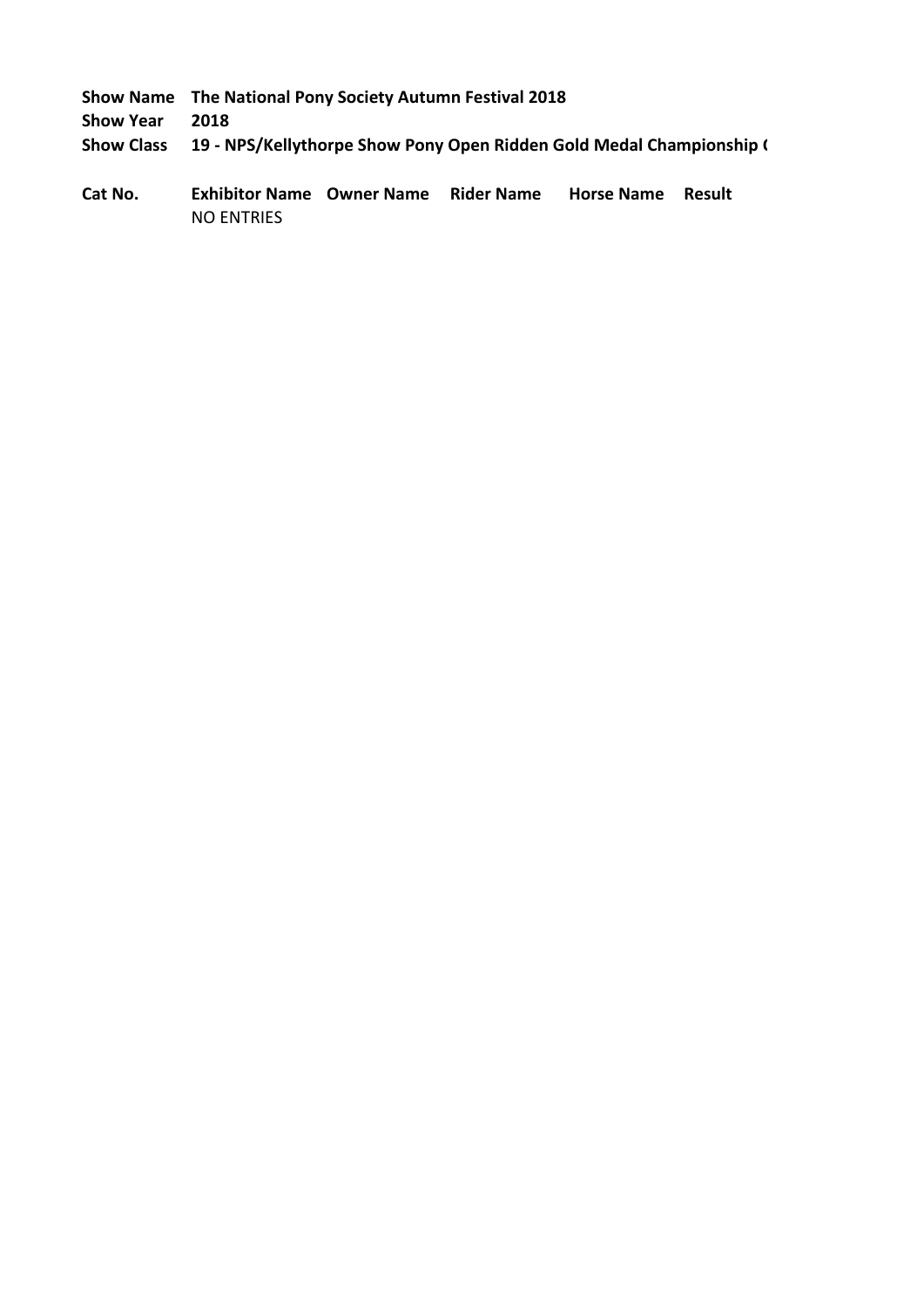**Show Name** **The National Pony Society Autumn Festival 2018**
**Show Year** **2018**
**Show Class** **19 - NPS/Kellythorpe Show Pony Open Ridden Gold Medal Championship (**

| Cat No. | Exhibitor Name | Owner Name | Rider Name | Horse Name | Result |
|---|---|---|---|---|---|
| | NO ENTRIES | | | | |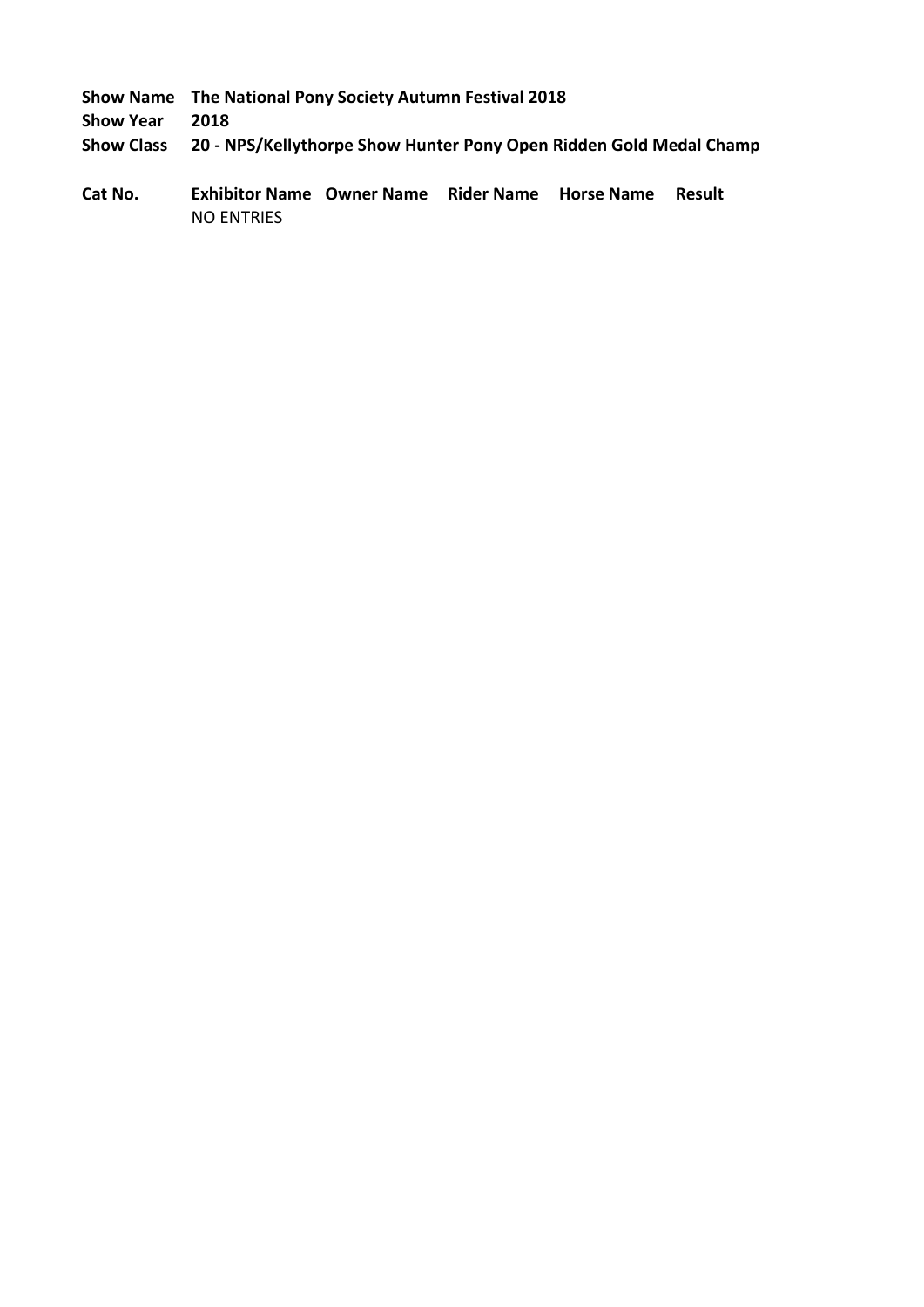**Show Name** The National Pony Society Autumn Festival 2018

**Show Year** 2018

**Show Class** 20 - NPS/Kellythorpe Show Hunter Pony Open Ridden Gold Medal Champ

| Cat No. | Exhibitor Name | Owner Name | Rider Name | Horse Name | Result |
|---|---|---|---|---|---|
| | NO ENTRIES | | | | |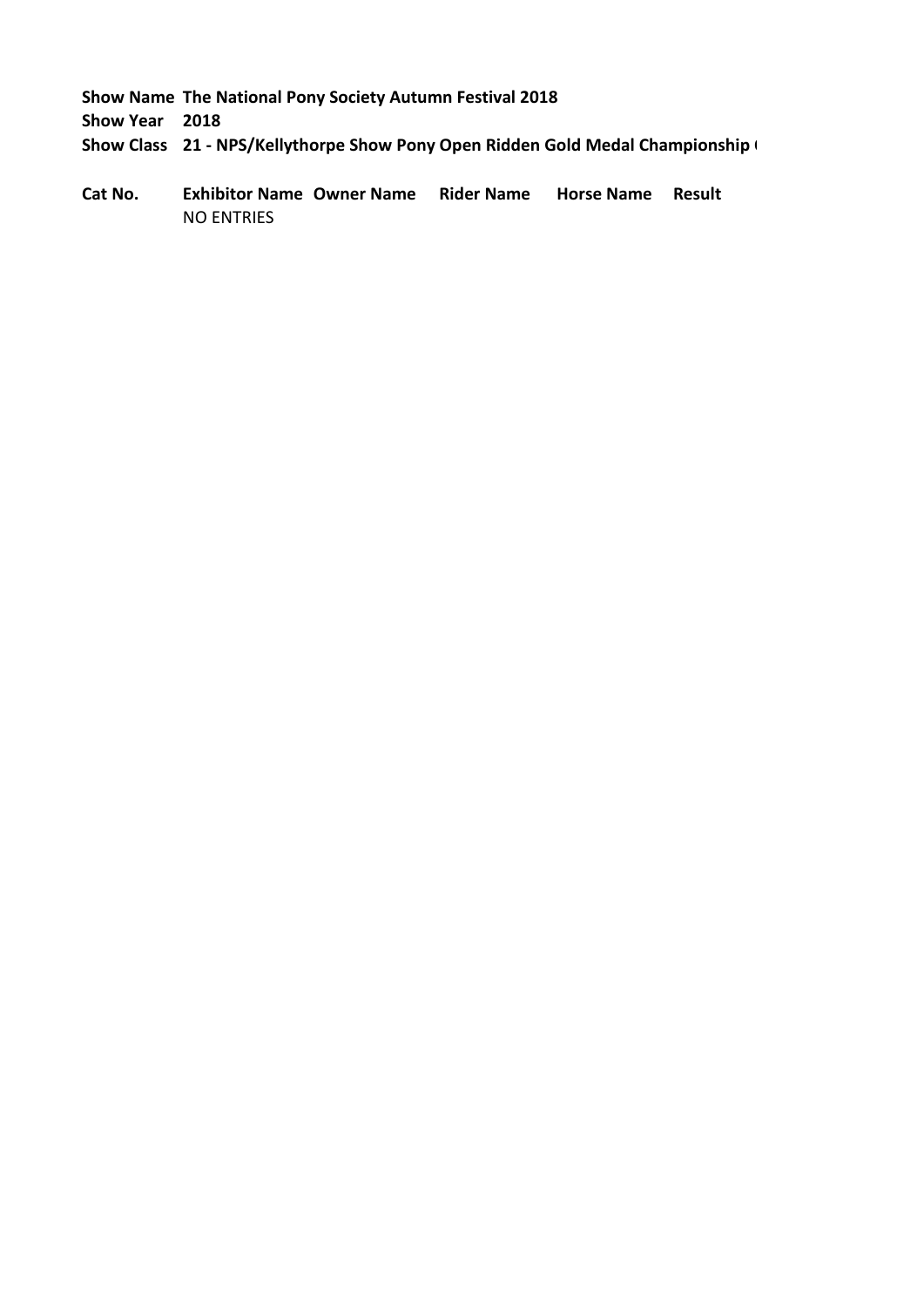**Show Name** **The National Pony Society Autumn Festival 2018**

**Show Year** **2018**

**Show Class** **21 - NPS/Kellythorpe Show Pony Open Ridden Gold Medal Championship (**

| Cat No. | Exhibitor Name | Owner Name | Rider Name | Horse Name | Result |
|---|---|---|---|---|---|
| | NO ENTRIES | | | | |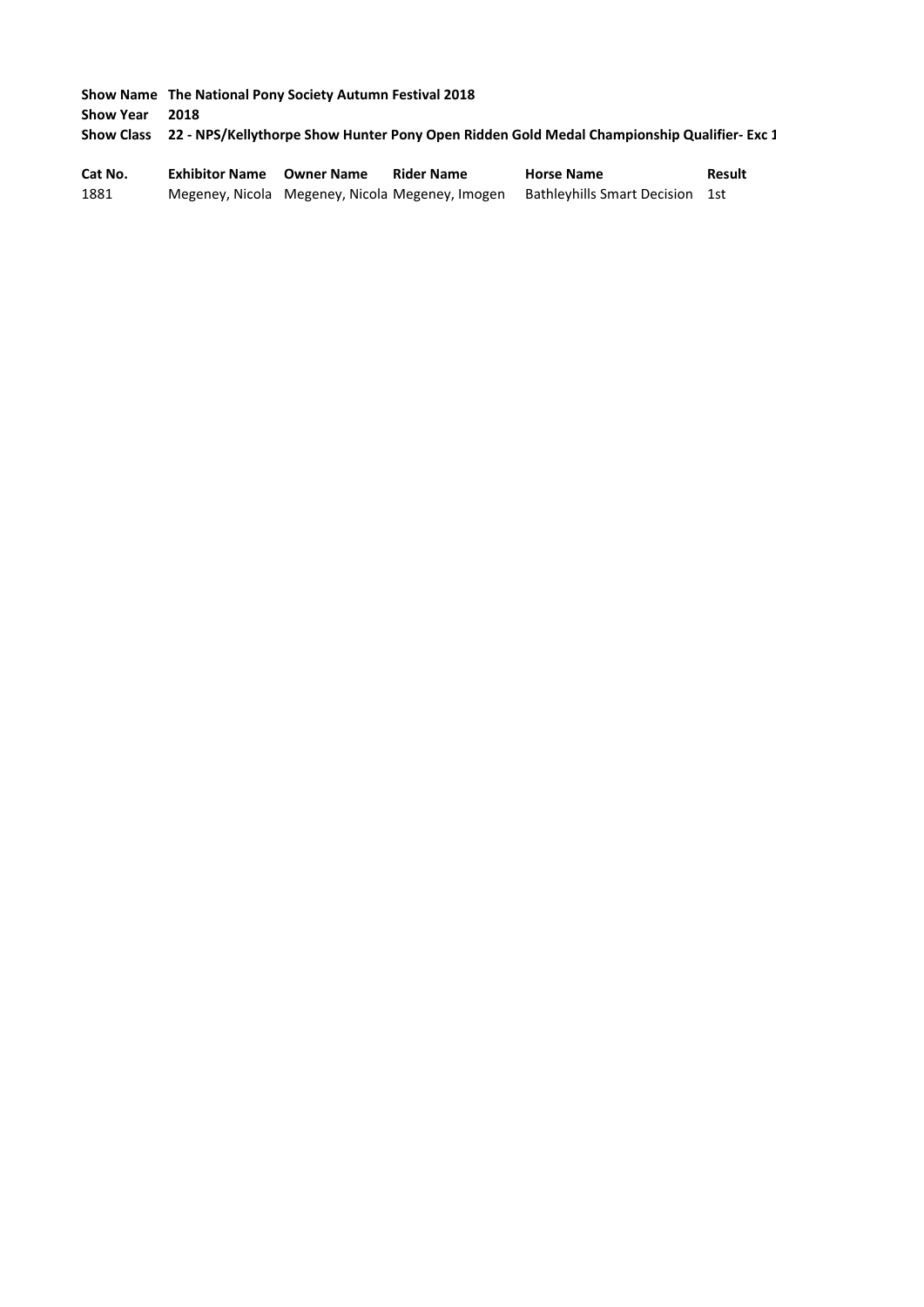**Show Name** **The National Pony Society Autumn Festival 2018**

**Show Year** **2018**

**Show Class** **22 - NPS/Kellythorpe Show Hunter Pony Open Ridden Gold Medal Championship Qualifier- Exc 1**

| Cat No. | Exhibitor Name | Owner Name | Rider Name | Horse Name | Result |
|---|---|---|---|---|---|
| 1881 | Megeney, Nicola | Megeney, Nicola | Megeney, Imogen | Bathleyhills Smart Decision | 1st |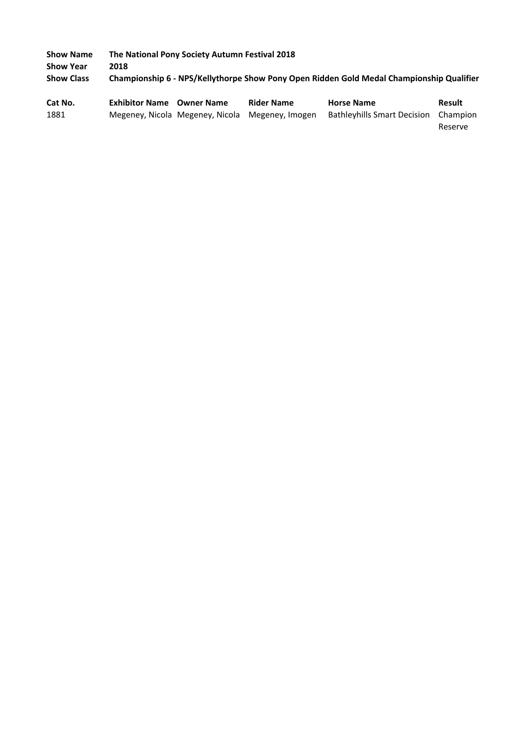**Show Name** **The National Pony Society Autumn Festival 2018**
**Show Year** **2018**
**Show Class** **Championship 6 - NPS/Kellythorpe Show Pony Open Ridden Gold Medal Championship Qualifier**

| Cat No. | Exhibitor Name | Owner Name | Rider Name | Horse Name | Result |
|---|---|---|---|---|---|
| 1881 | Megeney, Nicola | Megeney, Nicola | Megeney, Imogen | Bathleyhills Smart Decision | Champion Reserve |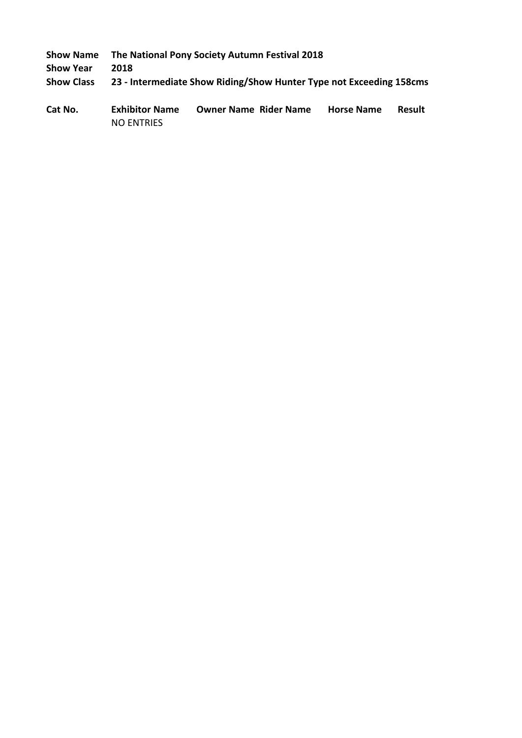**Show Name** **The National Pony Society Autumn Festival 2018**
**Show Year** **2018**
**Show Class** **23 - Intermediate Show Riding/Show Hunter Type not Exceeding 158cms**

| Cat No. | Exhibitor Name | Owner Name | Rider Name | Horse Name | Result |
|---|---|---|---|---|---|
| | NO ENTRIES | | | | |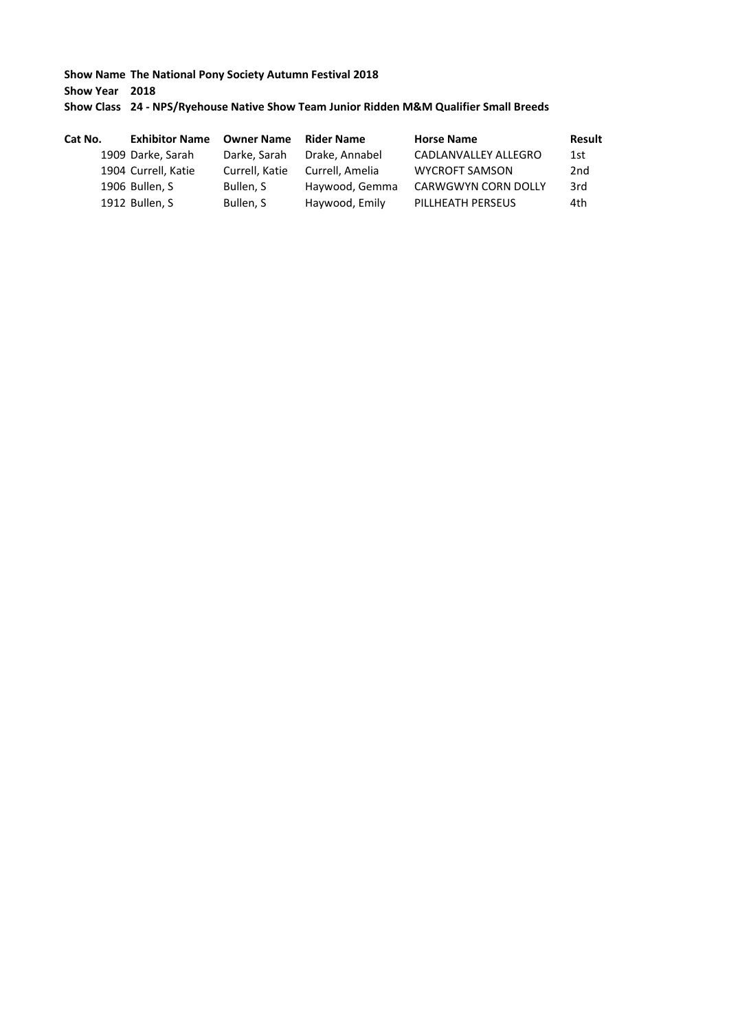**Show Name** **The National Pony Society Autumn Festival 2018**

**Show Year** **2018**

**Show Class** **24 - NPS/Ryehouse Native Show Team Junior Ridden M&M Qualifier Small Breeds**

| Cat No. | Exhibitor Name | Owner Name | Rider Name | Horse Name | Result |
|---|---|---|---|---|---|
| 1909 | Darke, Sarah | Darke, Sarah | Drake, Annabel | CADLANVALLEY ALLEGRO | 1st |
| 1904 | Currell, Katie | Currell, Katie | Currell, Amelia | WYCROFT SAMSON | 2nd |
| 1906 | Bullen, S | Bullen, S | Haywood, Gemma | CARWGWYN CORN DOLLY | 3rd |
| 1912 | Bullen, S | Bullen, S | Haywood, Emily | PILLHEATH PERSEUS | 4th |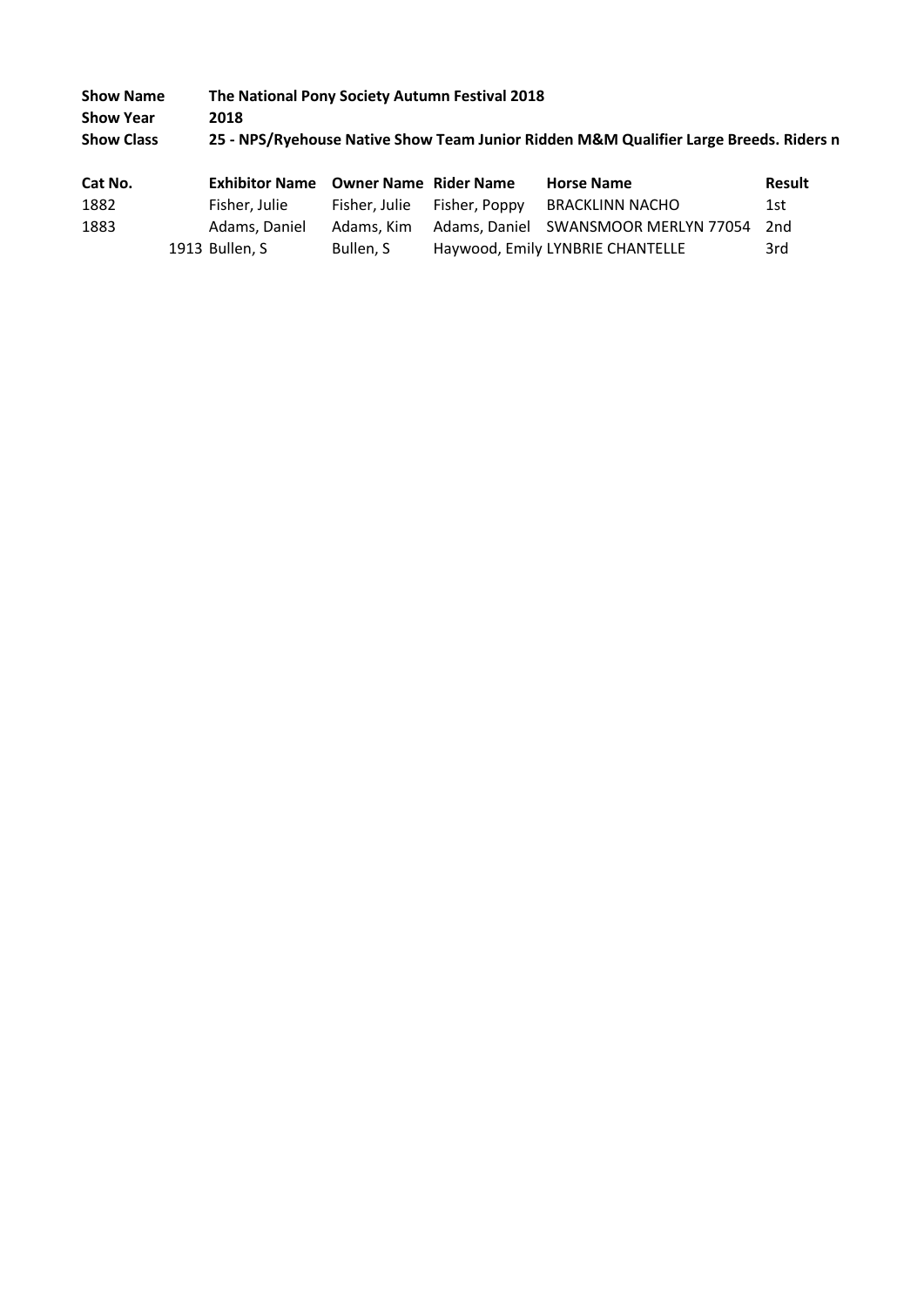**Show Name** The National Pony Society Autumn Festival 2018
**Show Year** 2018
**Show Class** 25 - NPS/Ryehouse Native Show Team Junior Ridden M&M Qualifier Large Breeds. Riders n

| Cat No. | Exhibitor Name | Owner Name | Rider Name | Horse Name | Result |
|---|---|---|---|---|---|
| 1882 | Fisher, Julie | Fisher, Julie | Fisher, Poppy | BRACKLINN NACHO | 1st |
| 1883 | Adams, Daniel | Adams, Kim | Adams, Daniel | SWANSMOOR MERLYN 77054 | 2nd |
| 1913 | Bullen, S | Bullen, S | Haywood, Emily | LYNBRIE CHANTELLE | 3rd |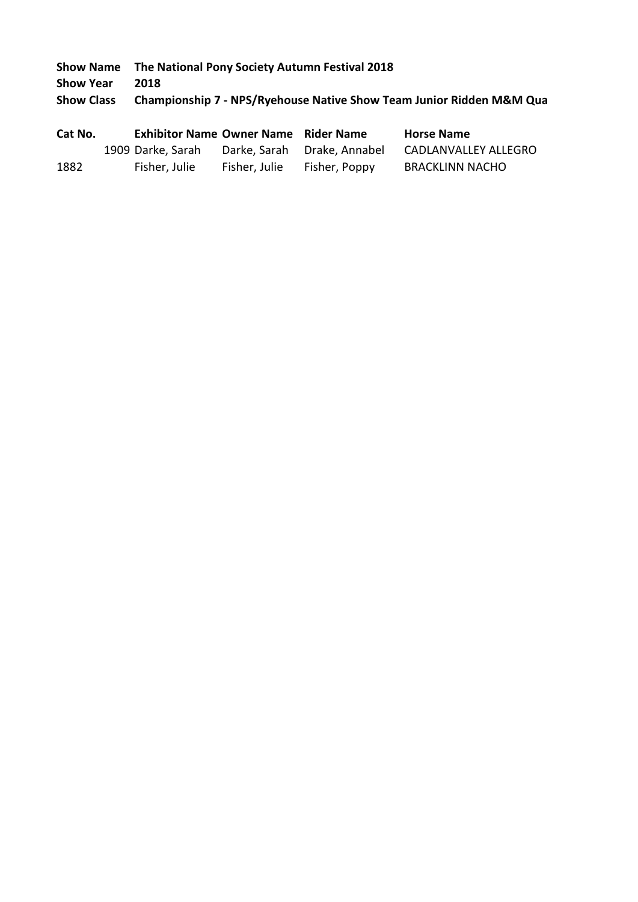**Show Name** **The National Pony Society Autumn Festival 2018**
**Show Year** **2018**
**Show Class** **Championship 7 - NPS/Ryehouse Native Show Team Junior Ridden M&M Qua**

| Cat No. | Exhibitor Name | Owner Name | Rider Name | Horse Name |
|---|---|---|---|---|
| 1909 | Darke, Sarah | Darke, Sarah | Drake, Annabel | CADLANVALLEY ALLEGRO |
| 1882 | Fisher, Julie | Fisher, Julie | Fisher, Poppy | BRACKLINN NACHO |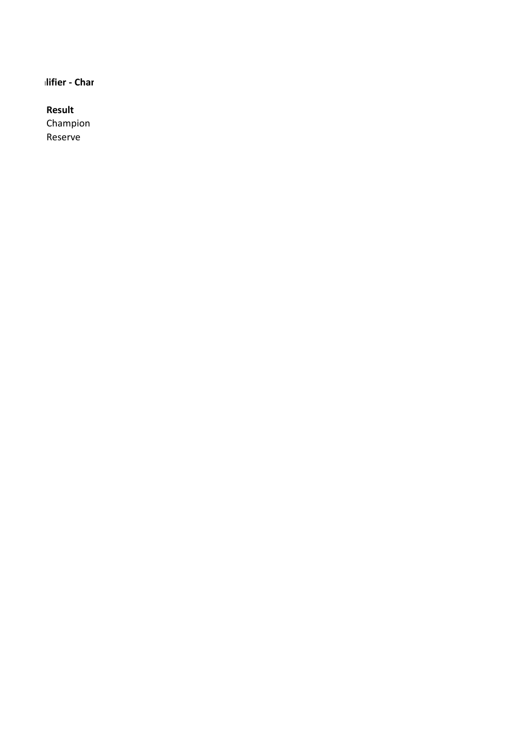**lifier - Char**

| **Result** |
| --- |
| Champion |
| Reserve |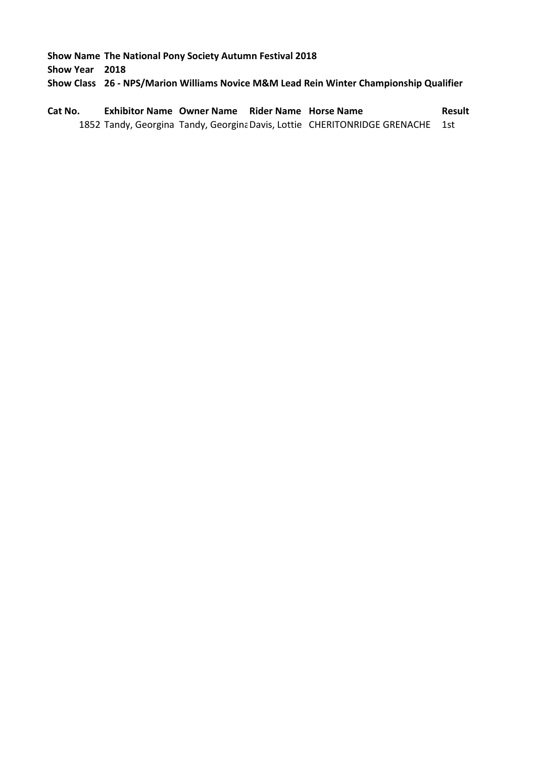**Show Name** The National Pony Society Autumn Festival 2018

**Show Year** 2018

**Show Class** 26 - NPS/Marion Williams Novice M&M Lead Rein Winter Championship Qualifier

| Cat No. | Exhibitor Name | Owner Name | Rider Name | Horse Name | Result |
|---|---|---|---|---|---|
| 1852 | Tandy, Georgina | Tandy, Georgina | Davis, Lottie | CHERITONRIDGE GRENACHE | 1st |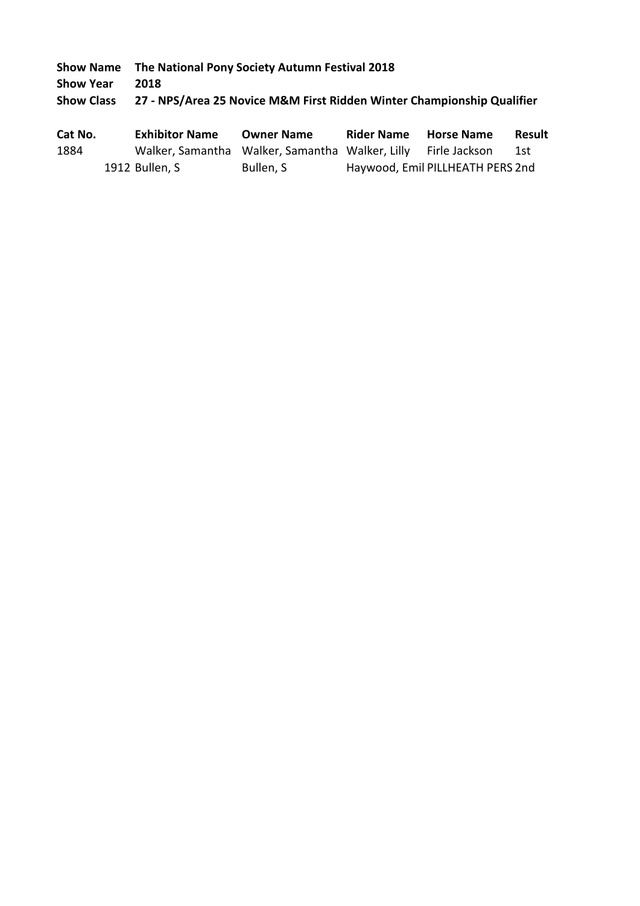**Show Name** **The National Pony Society Autumn Festival 2018**
**Show Year** **2018**
**Show Class** **27 - NPS/Area 25 Novice M&M First Ridden Winter Championship Qualifier**

| Cat No. | Exhibitor Name | Owner Name | Rider Name | Horse Name | Result |
|---|---|---|---|---|---|
| 1884 | Walker, Samantha | Walker, Samantha | Walker, Lilly | Firle Jackson | 1st |
| 1912 | Bullen, S | Bullen, S | Haywood, Emil | PILLHEATH PERS | 2nd |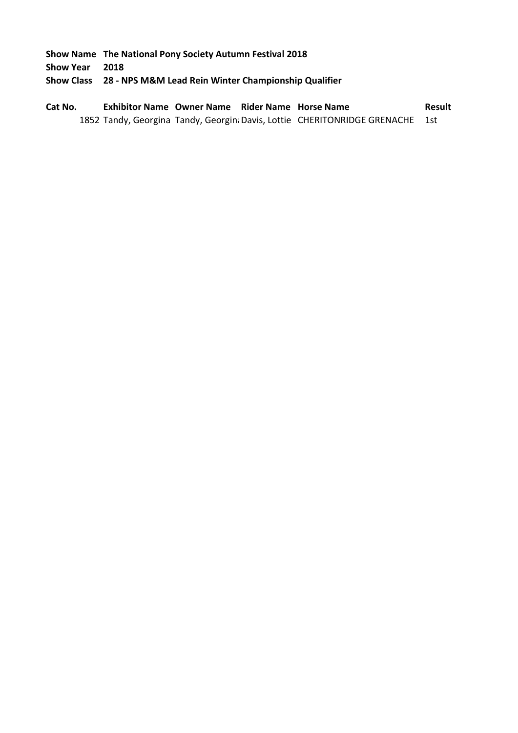**Show Name** **The National Pony Society Autumn Festival 2018**
**Show Year** **2018**
**Show Class** **28 - NPS M&M Lead Rein Winter Championship Qualifier**

| Cat No. | Exhibitor Name | Owner Name | Rider Name | Horse Name | Result |
|---|---|---|---|---|---|
| 1852 | Tandy, Georgina | Tandy, Georgina | Davis, Lottie | CHERITONRIDGE GRENACHE | 1st |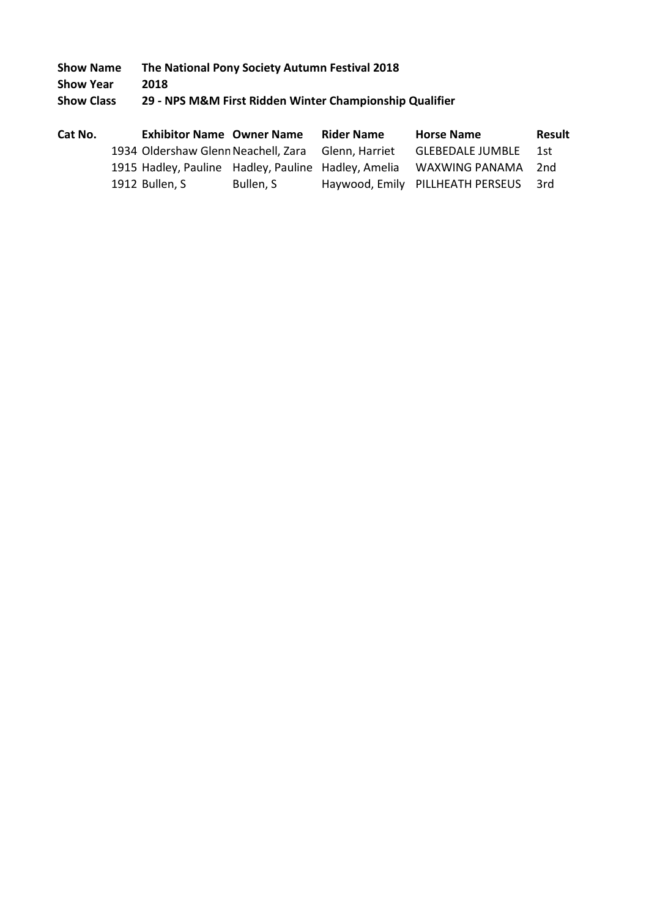**Show Name** **The National Pony Society Autumn Festival 2018**
**Show Year** **2018**
**Show Class** **29 - NPS M&M First Ridden Winter Championship Qualifier**

| Cat No. | Exhibitor Name | Owner Name | Rider Name | Horse Name | Result |
|---|---|---|---|---|---|
| 1934 | Oldershaw Glenn | Neachell, Zara | Glenn, Harriet | GLEBEDALE JUMBLE | 1st |
| 1915 | Hadley, Pauline | Hadley, Pauline | Hadley, Amelia | WAXWING PANAMA | 2nd |
| 1912 | Bullen, S | Bullen, S | Haywood, Emily | PILLHEATH PERSEUS | 3rd |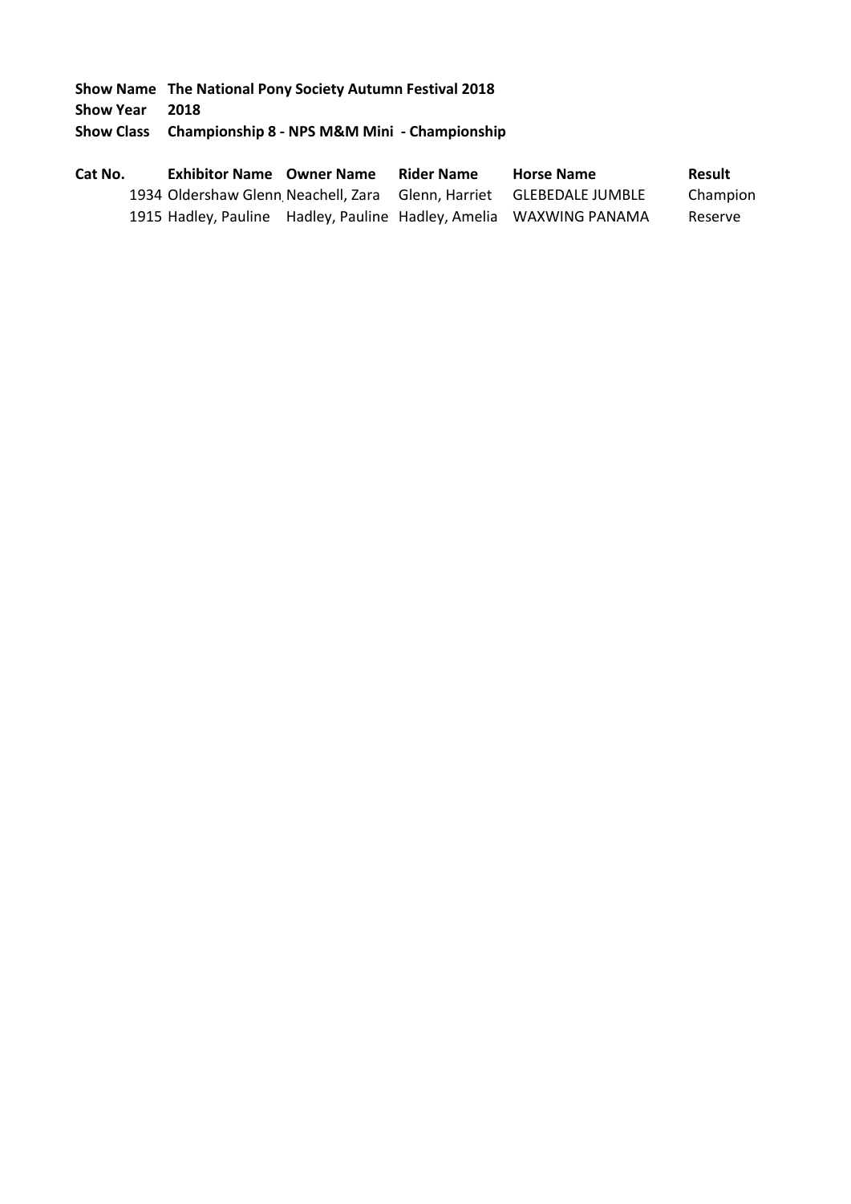**Show Name** The National Pony Society Autumn Festival 2018

**Show Year** 2018

**Show Class** Championship 8 - NPS M&M Mini - Championship

| Cat No. | Exhibitor Name | Owner Name | Rider Name | Horse Name | Result |
|---|---|---|---|---|---|
| 1934 | Oldershaw Glenn | Neachell, Zara | Glenn, Harriet | GLEBEDALE JUMBLE | Champion |
| 1915 | Hadley, Pauline | Hadley, Pauline | Hadley, Amelia | WAXWING PANAMA | Reserve |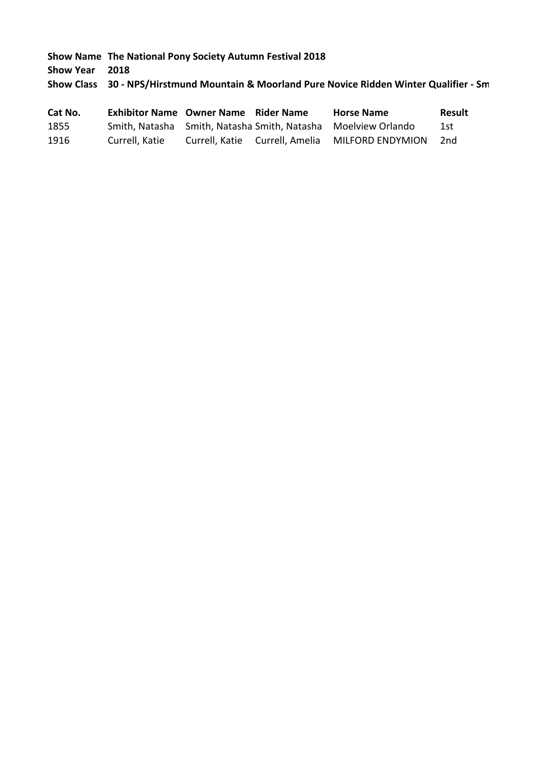**Show Name** **The National Pony Society Autumn Festival 2018**

**Show Year** **2018**

**Show Class** **30 - NPS/Hirstmund Mountain & Moorland Pure Novice Ridden Winter Qualifier - Sm**

| Cat No. | Exhibitor Name | Owner Name | Rider Name | Horse Name | Result |
|---|---|---|---|---|---|
| 1855 | Smith, Natasha | Smith, Natasha | Smith, Natasha | Moelview Orlando | 1st |
| 1916 | Currell, Katie | Currell, Katie | Currell, Amelia | MILFORD ENDYMION | 2nd |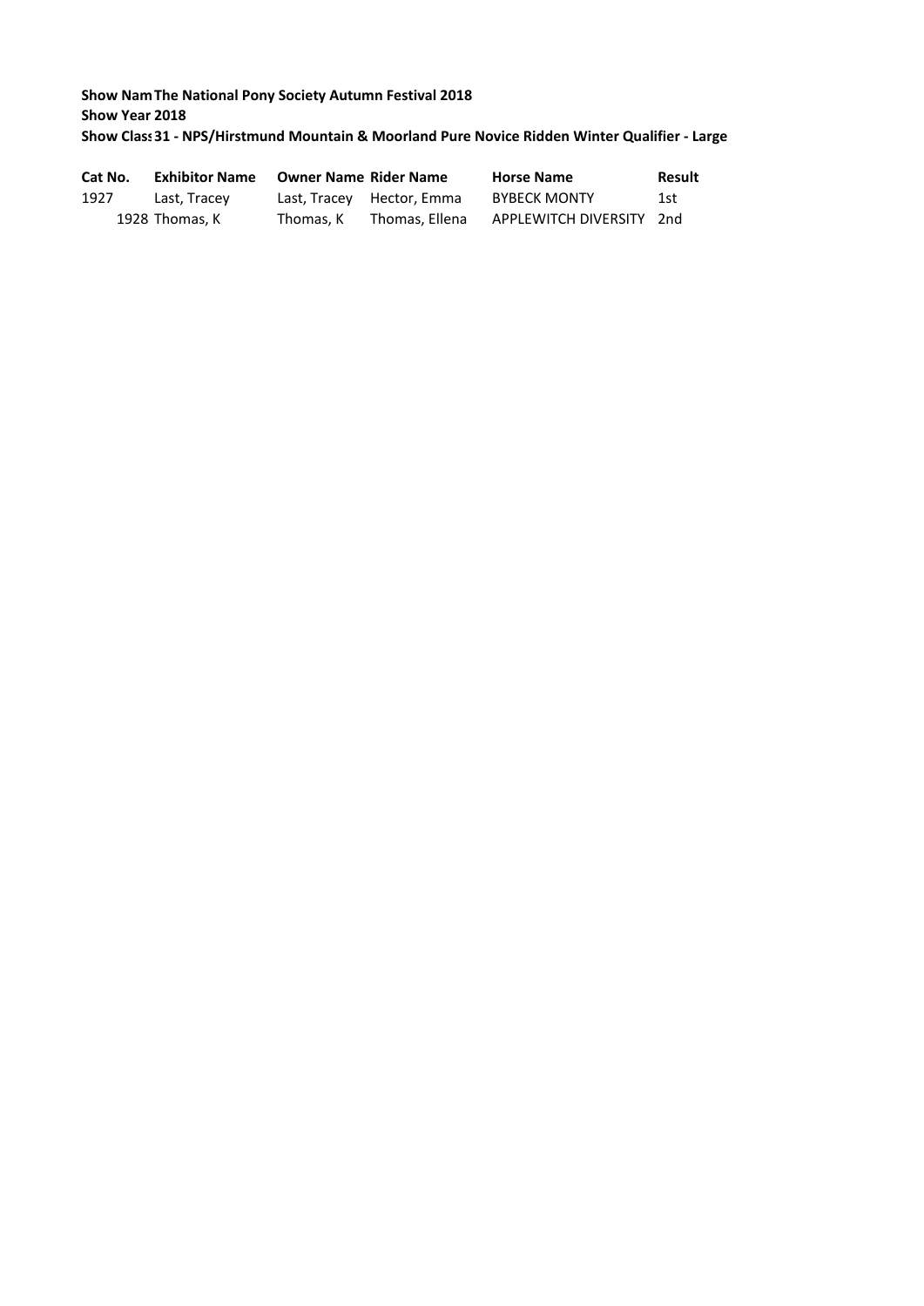**Show Nam The National Pony Society Autumn Festival 2018**
**Show Year 2018**
**Show Class 31 - NPS/Hirstmund Mountain & Moorland Pure Novice Ridden Winter Qualifier - Large**

| Cat No. | Exhibitor Name | Owner Name | Rider Name | Horse Name | Result |
|---|---|---|---|---|---|
| 1927 | Last, Tracey | Last, Tracey | Hector, Emma | BYBECK MONTY | 1st |
| 1928 | Thomas, K | Thomas, K | Thomas, Ellena | APPLEWITCH DIVERSITY | 2nd |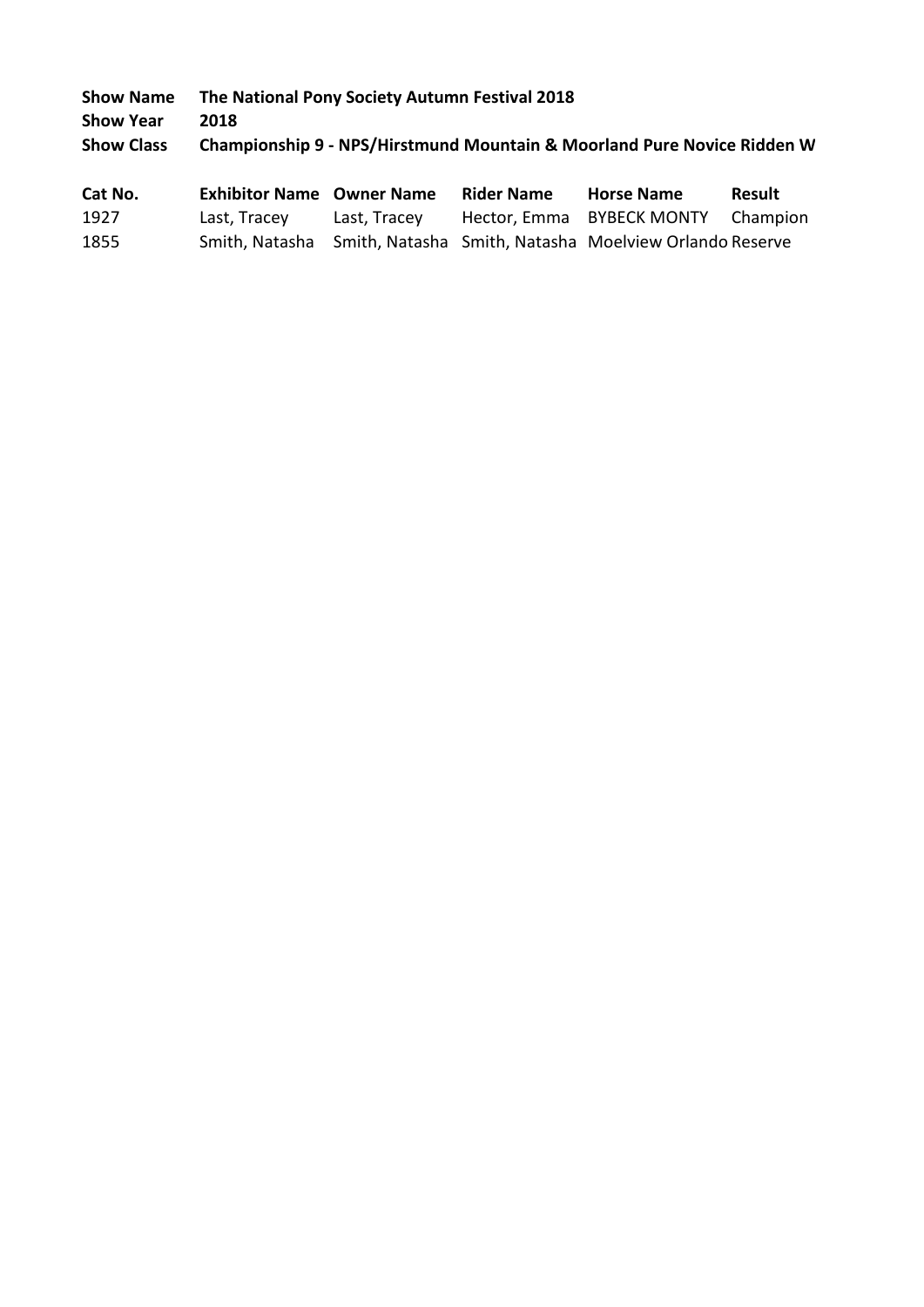**Show Name** **The National Pony Society Autumn Festival 2018**
**Show Year** **2018**
**Show Class** **Championship 9 - NPS/Hirstmund Mountain & Moorland Pure Novice Ridden W**

| Cat No. | Exhibitor Name | Owner Name | Rider Name | Horse Name | Result |
|---|---|---|---|---|---|
| 1927 | Last, Tracey | Last, Tracey | Hector, Emma | BYBECK MONTY | Champion |
| 1855 | Smith, Natasha | Smith, Natasha | Smith, Natasha | Moelview Orlando | Reserve |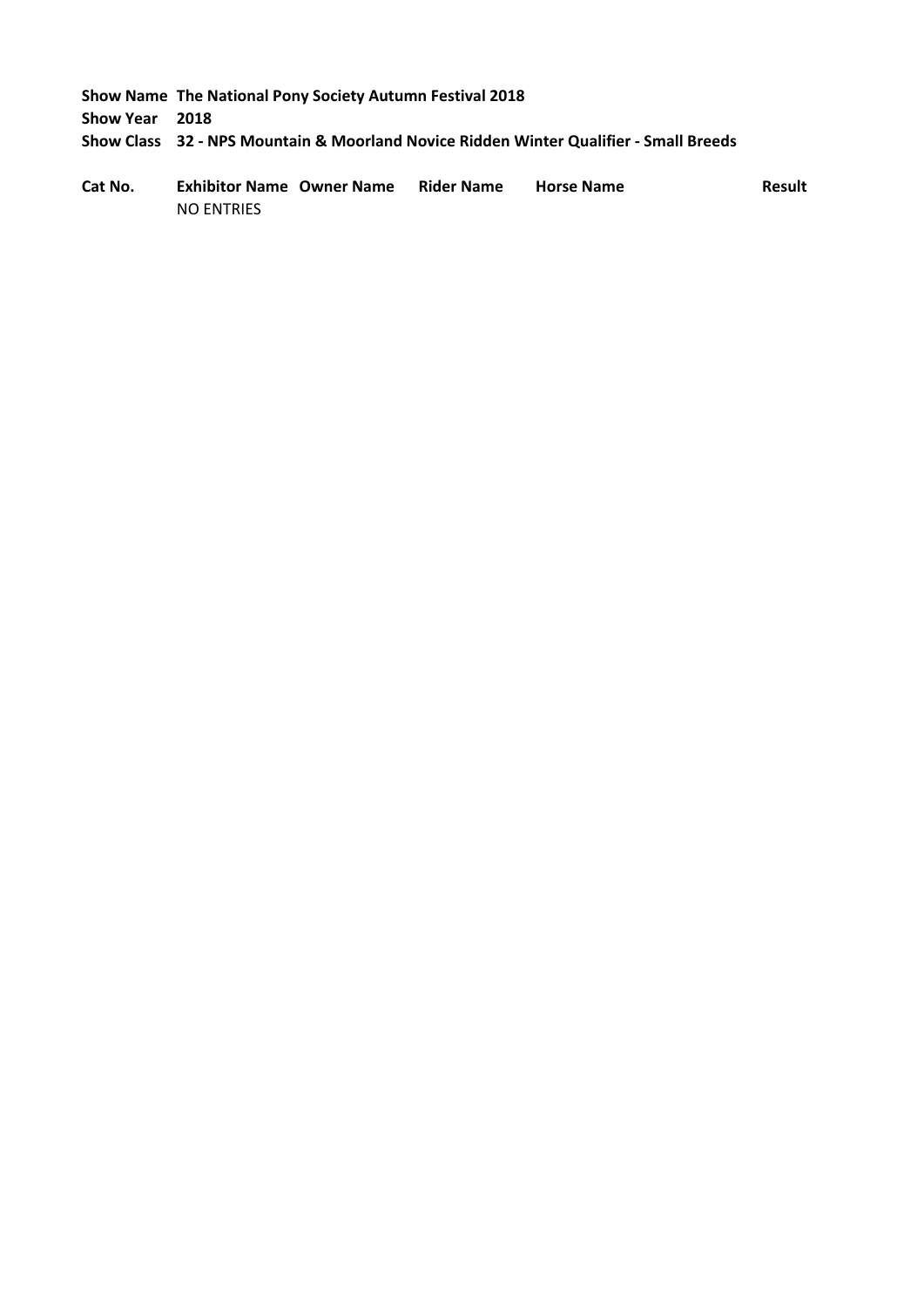**Show Name** **The National Pony Society Autumn Festival 2018**

**Show Year** **2018**

**Show Class** **32 - NPS Mountain & Moorland Novice Ridden Winter Qualifier - Small Breeds**

| Cat No. | Exhibitor Name | Owner Name | Rider Name | Horse Name | Result |
|---|---|---|---|---|---|
| | NO ENTRIES | | | | |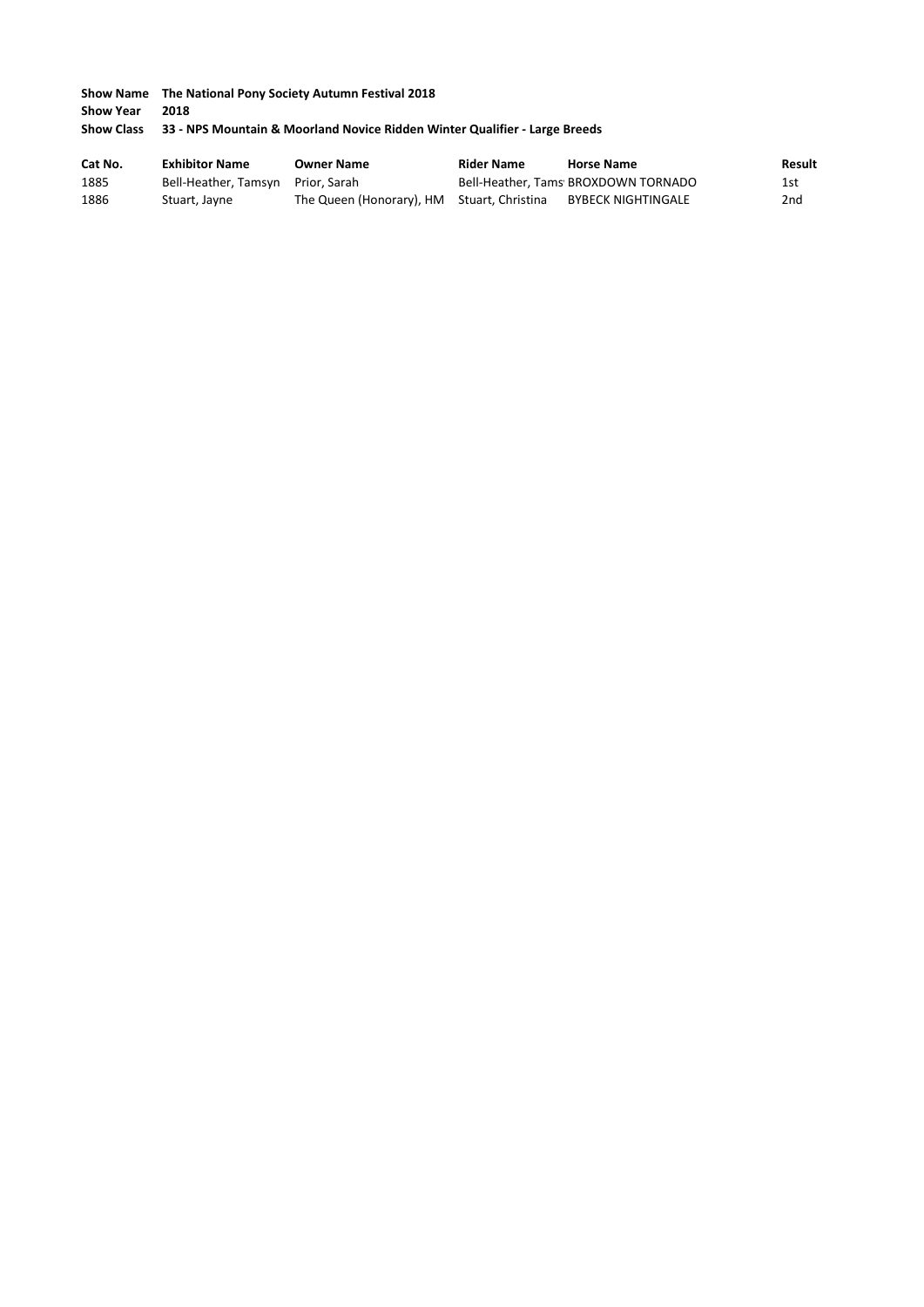**Show Name** The National Pony Society Autumn Festival 2018
**Show Year** 2018
**Show Class** 33 - NPS Mountain & Moorland Novice Ridden Winter Qualifier - Large Breeds

| Cat No. | Exhibitor Name | Owner Name | Rider Name | Horse Name | Result |
|---|---|---|---|---|---|
| 1885 | Bell-Heather, Tamsyn | Prior, Sarah | Bell-Heather, Tams | BROXDOWN TORNADO | 1st |
| 1886 | Stuart, Jayne | The Queen (Honorary), HM | Stuart, Christina | BYBECK NIGHTINGALE | 2nd |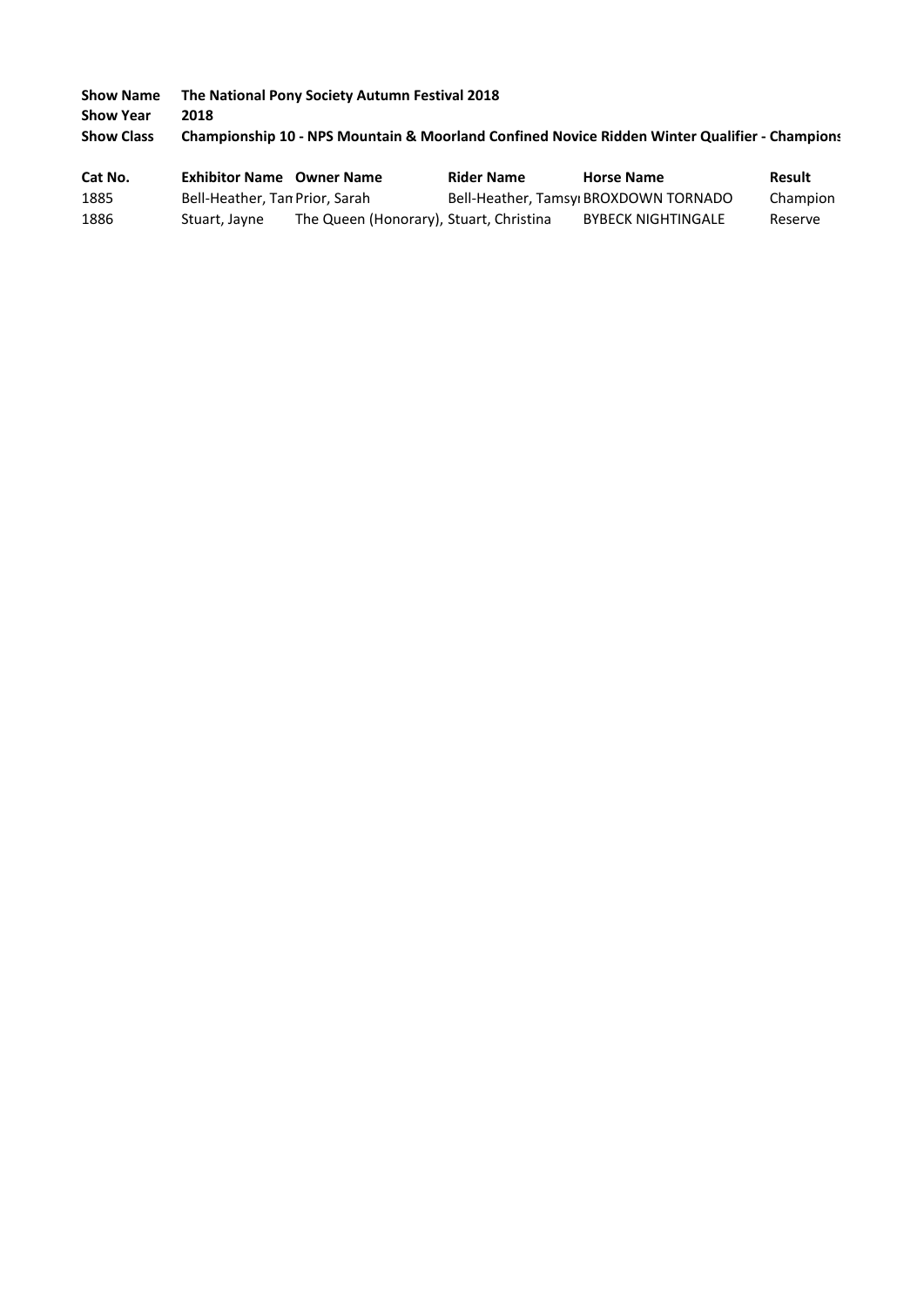**Show Name** The National Pony Society Autumn Festival 2018
**Show Year** 2018
**Show Class** Championship 10 - NPS Mountain & Moorland Confined Novice Ridden Winter Qualifier - Champions

| Cat No. | Exhibitor Name | Owner Name | Rider Name | Horse Name | Result |
|---|---|---|---|---|---|
| 1885 | Bell-Heather, Tam | Prior, Sarah | Bell-Heather, Tamsyı | BROXDOWN TORNADO | Champion |
| 1886 | Stuart, Jayne | The Queen (Honorary), | Stuart, Christina | BYBECK NIGHTINGALE | Reserve |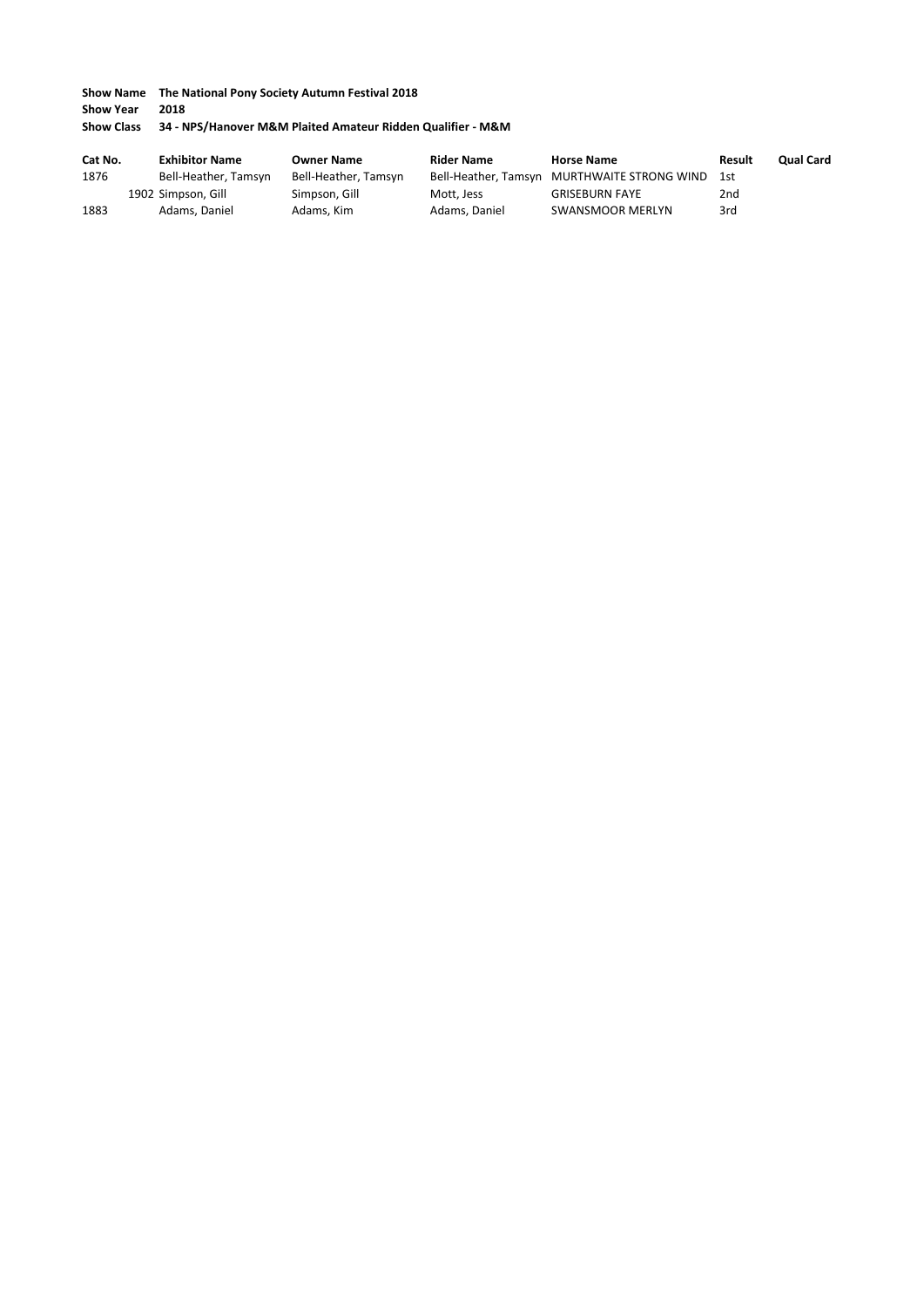**Show Name** The National Pony Society Autumn Festival 2018
**Show Year** 2018
**Show Class** 34 - NPS/Hanover M&M Plaited Amateur Ridden Qualifier - M&M

| Cat No. | Exhibitor Name | Owner Name | Rider Name | Horse Name | Result | Qual Card |
|---|---|---|---|---|---|---|
| 1876 | Bell-Heather, Tamsyn | Bell-Heather, Tamsyn | Bell-Heather, Tamsyn | MURTHWAITE STRONG WIND | 1st | |
| 1902 | Simpson, Gill | Simpson, Gill | Mott, Jess | GRISEBURN FAYE | 2nd | |
| 1883 | Adams, Daniel | Adams, Kim | Adams, Daniel | SWANSMOOR MERLYN | 3rd | |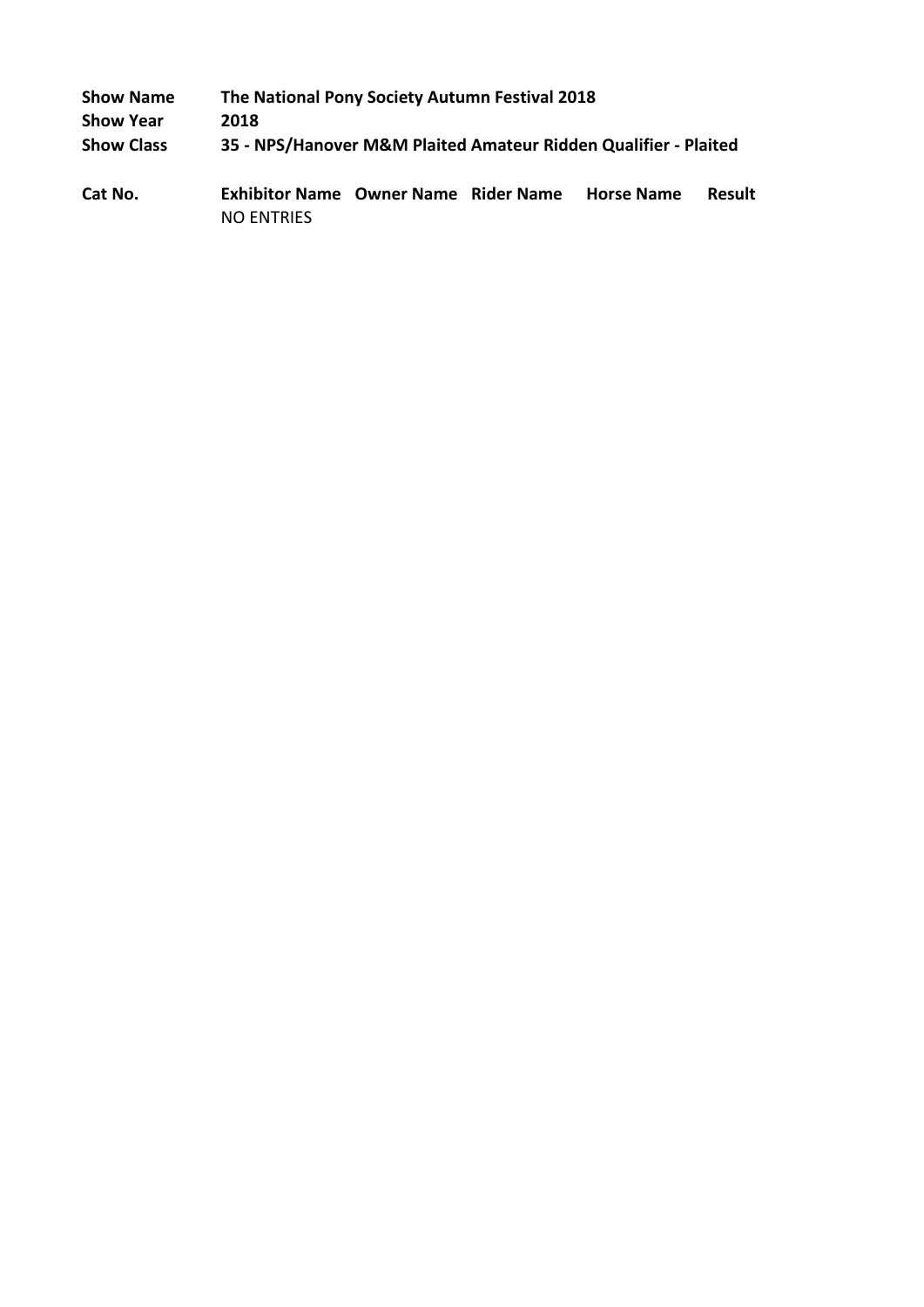**Show Name** The National Pony Society Autumn Festival 2018

**Show Year** 2018

**Show Class** 35 - NPS/Hanover M&M Plaited Amateur Ridden Qualifier - Plaited

| Cat No. | Exhibitor Name | Owner Name | Rider Name | Horse Name | Result |
|---|---|---|---|---|---|
| | NO ENTRIES | | | | |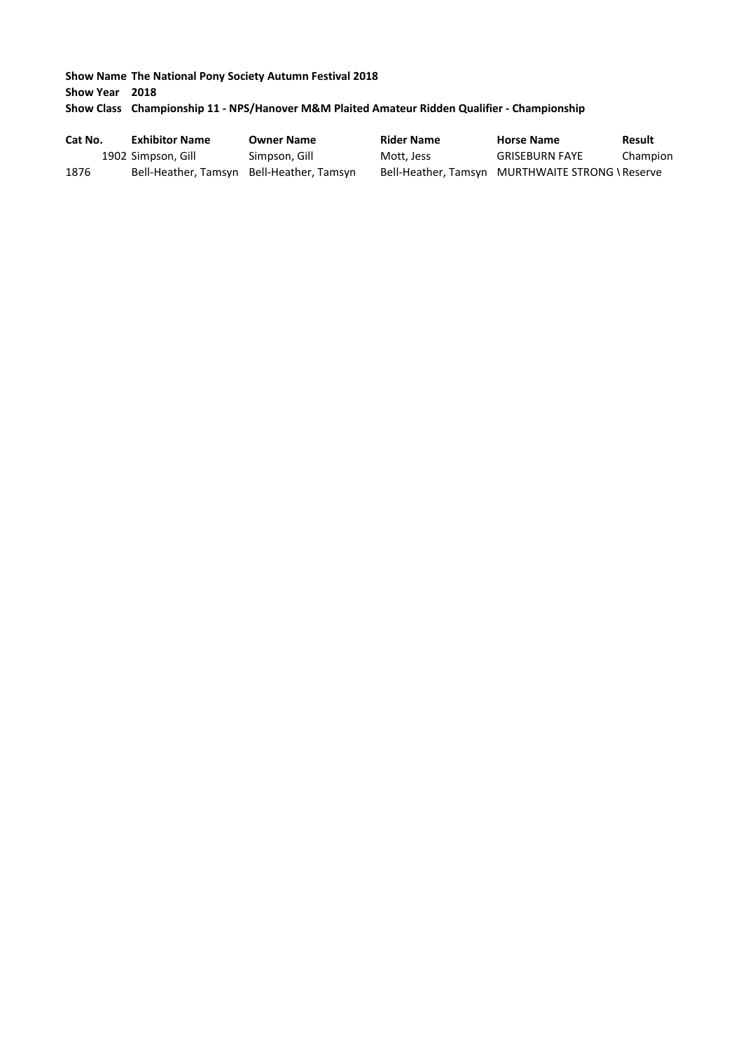**Show Name** **The National Pony Society Autumn Festival 2018**

**Show Year** **2018**

**Show Class** **Championship 11 - NPS/Hanover M&M Plaited Amateur Ridden Qualifier - Championship**

| Cat No. | Exhibitor Name | Owner Name | Rider Name | Horse Name | Result |
|---|---|---|---|---|---|
| 1902 | Simpson, Gill | Simpson, Gill | Mott, Jess | GRISEBURN FAYE | Champion |
| 1876 | Bell-Heather, Tamsyn | Bell-Heather, Tamsyn | Bell-Heather, Tamsyn | MURTHWAITE STRONG \ | Reserve |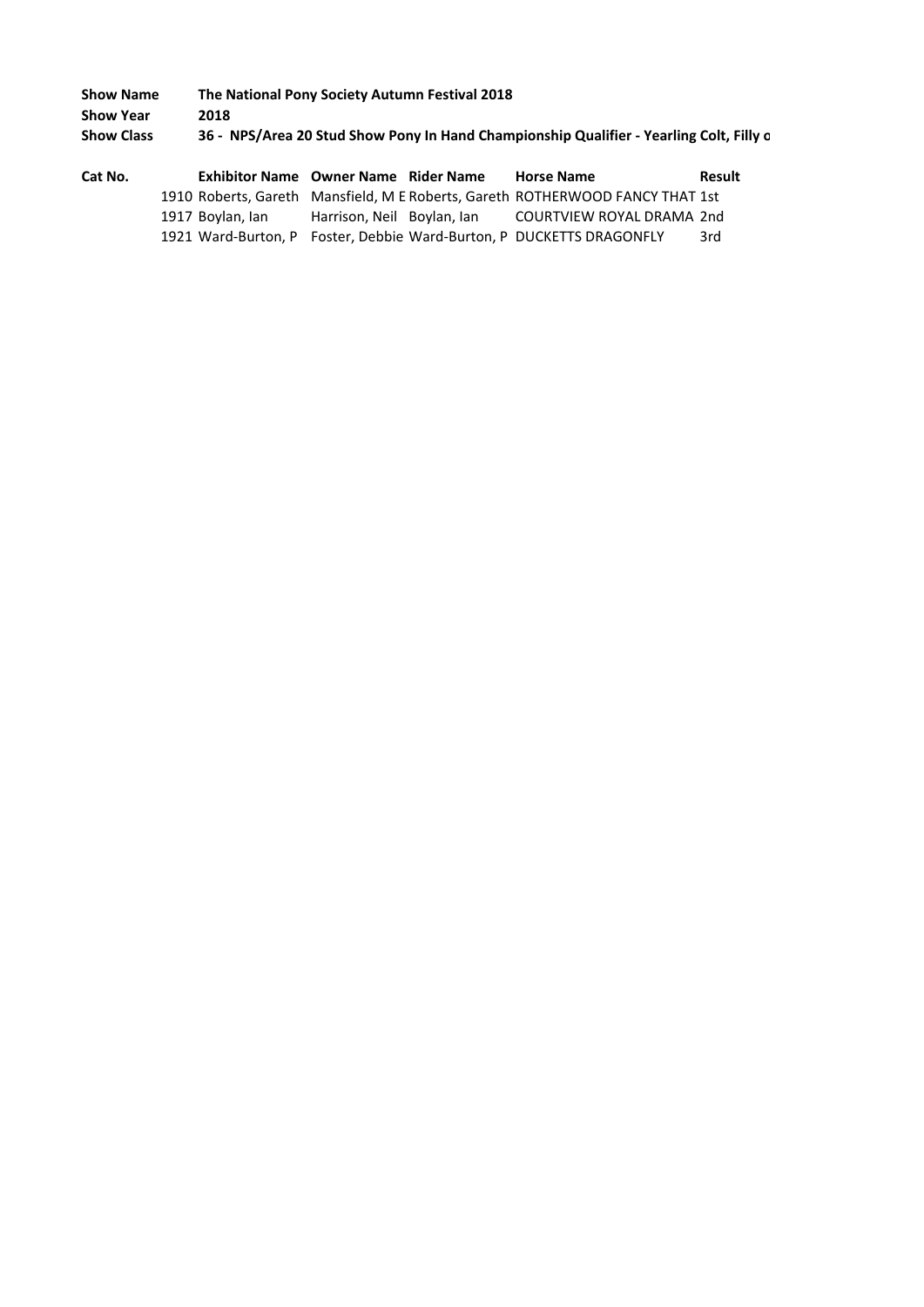**Show Name** The National Pony Society Autumn Festival 2018

**Show Year** 2018

**Show Class** 36 - NPS/Area 20 Stud Show Pony In Hand Championship Qualifier - Yearling Colt, Filly o

| Cat No. | Exhibitor Name | Owner Name | Rider Name | Horse Name | Result |
|---|---|---|---|---|---|
| 1910 | Roberts, Gareth | Mansfield, M E | Roberts, Gareth | ROTHERWOOD FANCY THAT | 1st |
| 1917 | Boylan, Ian | Harrison, Neil | Boylan, Ian | COURTVIEW ROYAL DRAMA | 2nd |
| 1921 | Ward-Burton, P | Foster, Debbie | Ward-Burton, P | DUCKETTS DRAGONFLY | 3rd |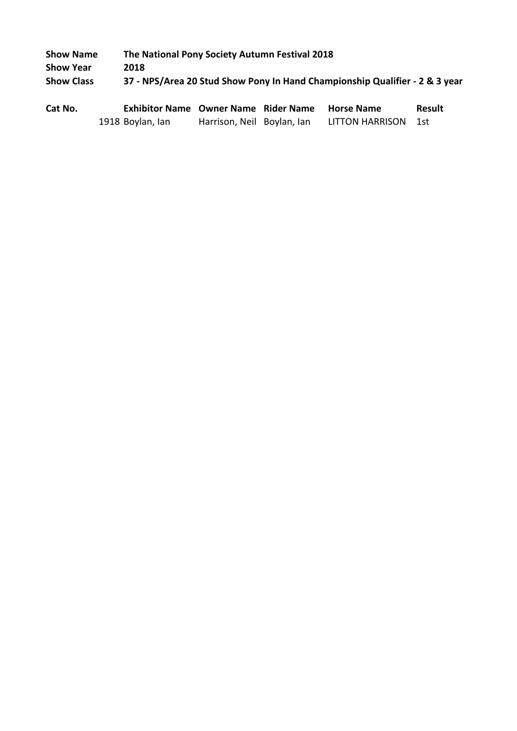**Show Name** The National Pony Society Autumn Festival 2018

**Show Year** 2018

**Show Class** 37 - NPS/Area 20 Stud Show Pony In Hand Championship Qualifier - 2 & 3 year

| Cat No. | Exhibitor Name | Owner Name | Rider Name | Horse Name | Result |
|---|---|---|---|---|---|
| 1918 | Boylan, Ian | Harrison, Neil | Boylan, Ian | LITTON HARRISON | 1st |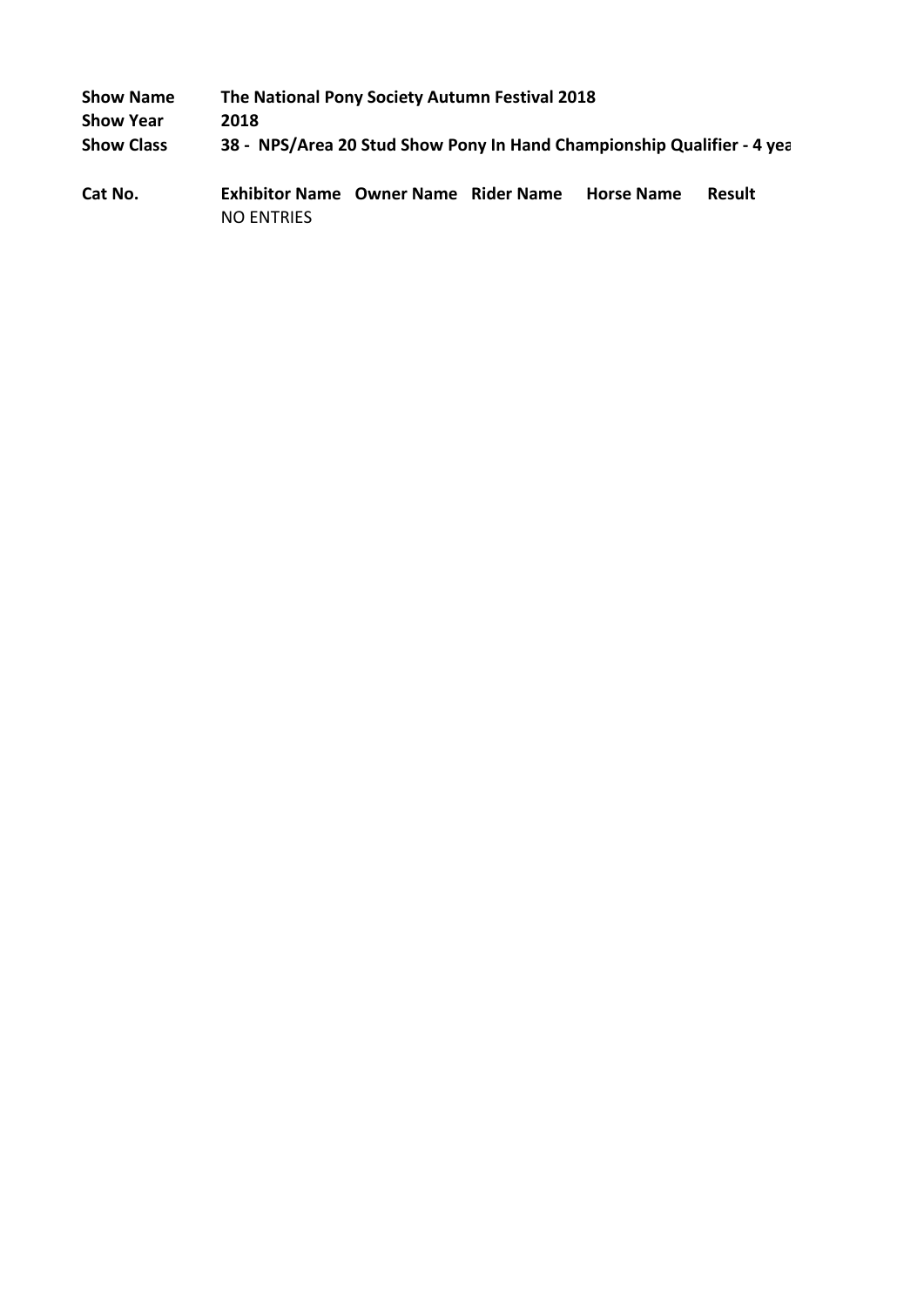**Show Name** The National Pony Society Autumn Festival 2018

**Show Year** 2018

**Show Class** 38 - NPS/Area 20 Stud Show Pony In Hand Championship Qualifier - 4 yea

| Cat No. | Exhibitor Name | Owner Name | Rider Name | Horse Name | Result |
|---|---|---|---|---|---|
| | NO ENTRIES | | | | |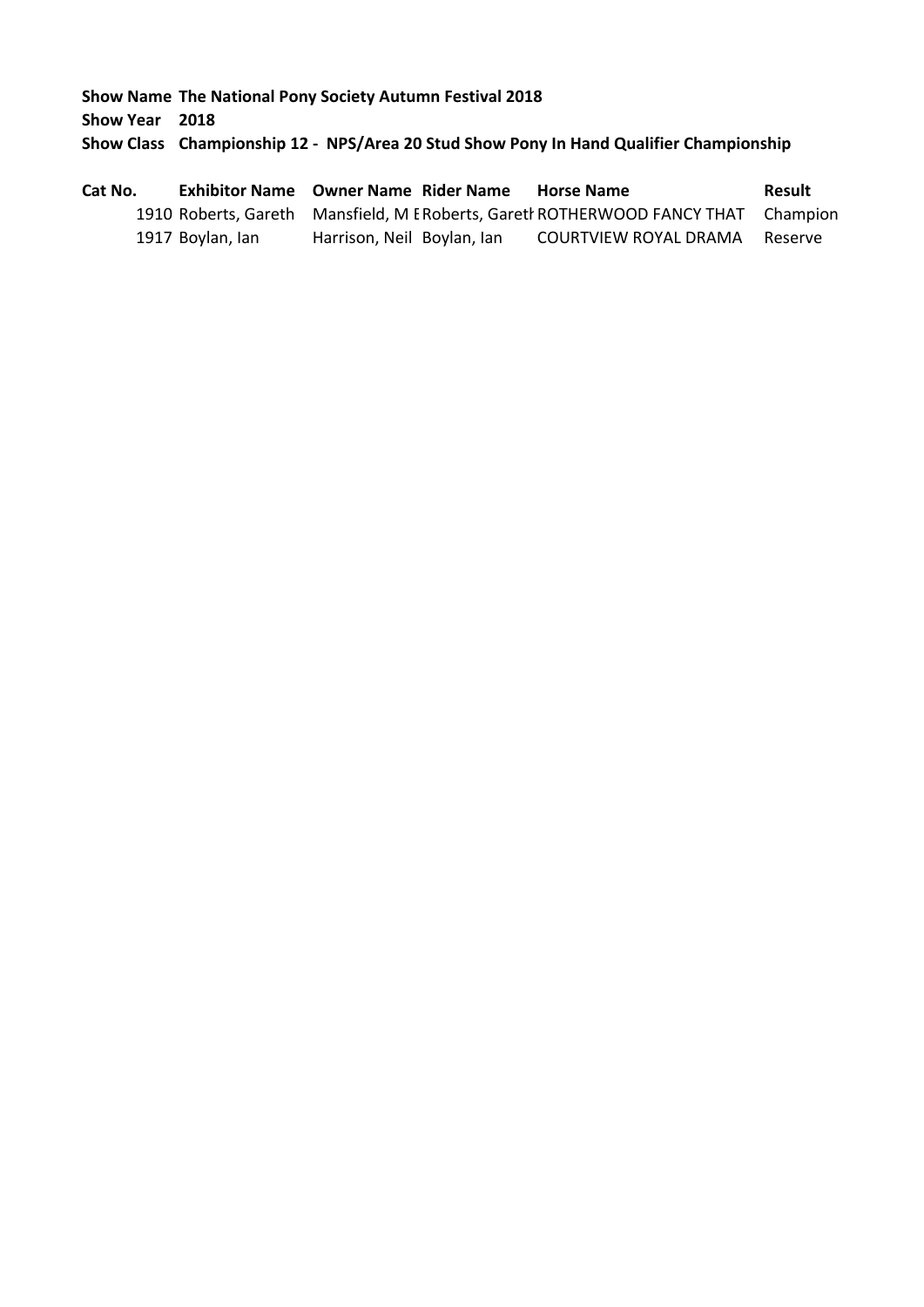**Show Name** **The National Pony Society Autumn Festival 2018**

**Show Year** **2018**

**Show Class** **Championship 12 - NPS/Area 20 Stud Show Pony In Hand Qualifier Championship**

| Cat No. | Exhibitor Name | Owner Name | Rider Name | Horse Name | Result |
|---|---|---|---|---|---|
| 1910 | Roberts, Gareth | Mansfield, M E | Roberts, Gareth | ROTHERWOOD FANCY THAT | Champion |
| 1917 | Boylan, Ian | Harrison, Neil | Boylan, Ian | COURTVIEW ROYAL DRAMA | Reserve |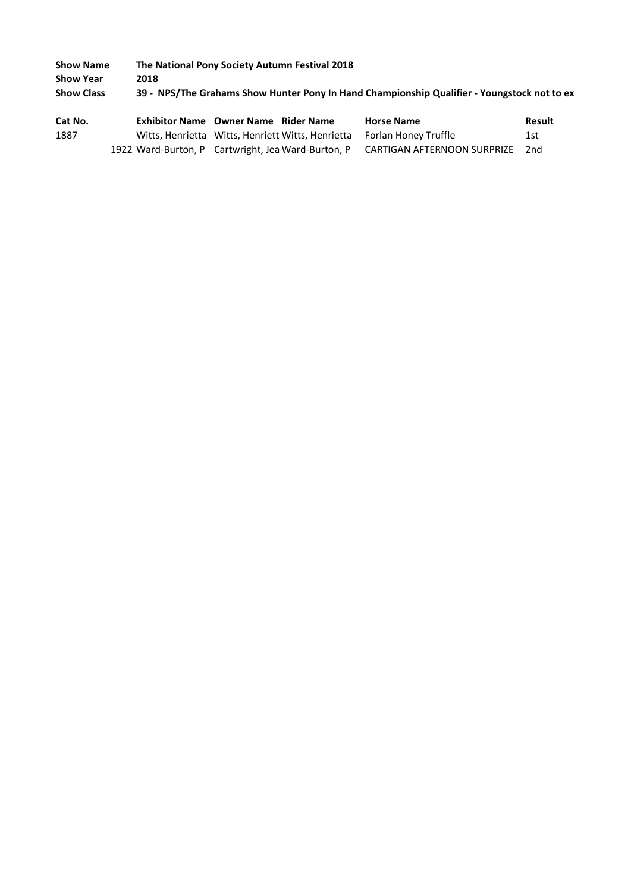**Show Name** The National Pony Society Autumn Festival 2018
**Show Year** 2018
**Show Class** 39 - NPS/The Grahams Show Hunter Pony In Hand Championship Qualifier - Youngstock not to ex

| Cat No. | Exhibitor Name | Owner Name | Rider Name | Horse Name | Result |
|---|---|---|---|---|---|
| 1887 | Witts, Henrietta | Witts, Henriett | Witts, Henrietta | Forlan Honey Truffle | 1st |
| 1922 | Ward-Burton, P | Cartwright, Jea | Ward-Burton, P | CARTIGAN AFTERNOON SURPRIZE | 2nd |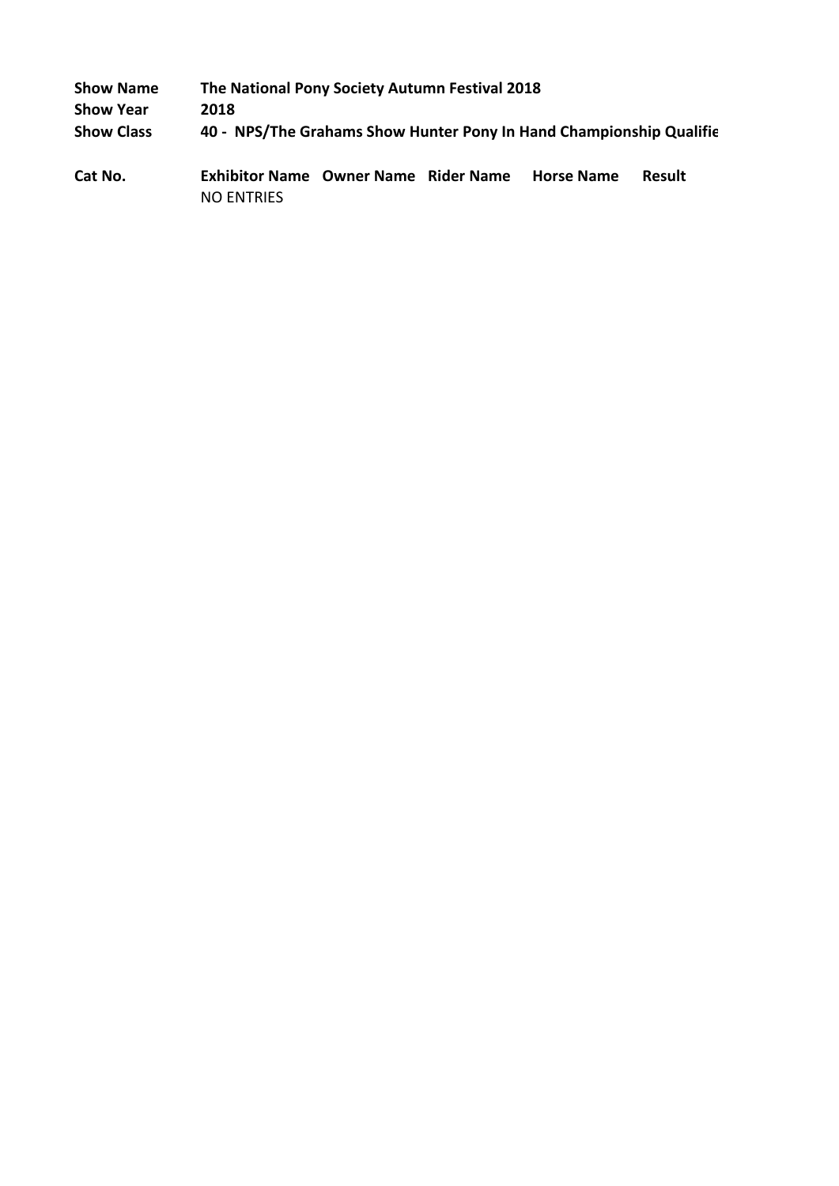| | |
|---|---|
| **Show Name** | **The National Pony Society Autumn Festival 2018** |
| **Show Year** | **2018** |
| **Show Class** | **40 - NPS/The Grahams Show Hunter Pony In Hand Championship Qualifie** |

| Cat No. | Exhibitor Name | Owner Name | Rider Name | Horse Name | Result |
|---|---|---|---|---|---|
| | NO ENTRIES | | | | |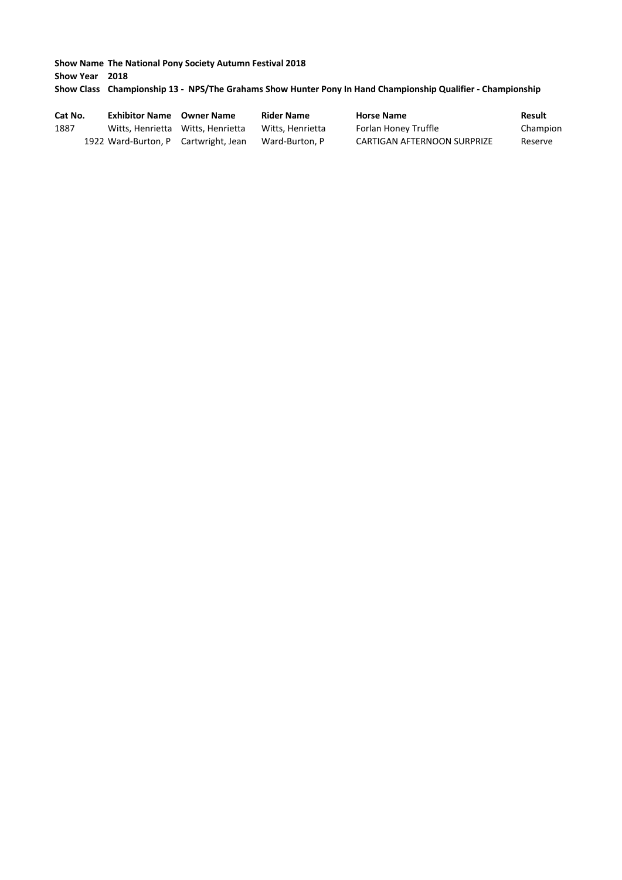**Show Name** **The National Pony Society Autumn Festival 2018**

**Show Year** **2018**

**Show Class** **Championship 13 - NPS/The Grahams Show Hunter Pony In Hand Championship Qualifier - Championship**

| Cat No. | Exhibitor Name | Owner Name | Rider Name | Horse Name | Result |
|---|---|---|---|---|---|
| 1887 | Witts, Henrietta | Witts, Henrietta | Witts, Henrietta | Forlan Honey Truffle | Champion |
| 1922 | Ward-Burton, P | Cartwright, Jean | Ward-Burton, P | CARTIGAN AFTERNOON SURPRIZE | Reserve |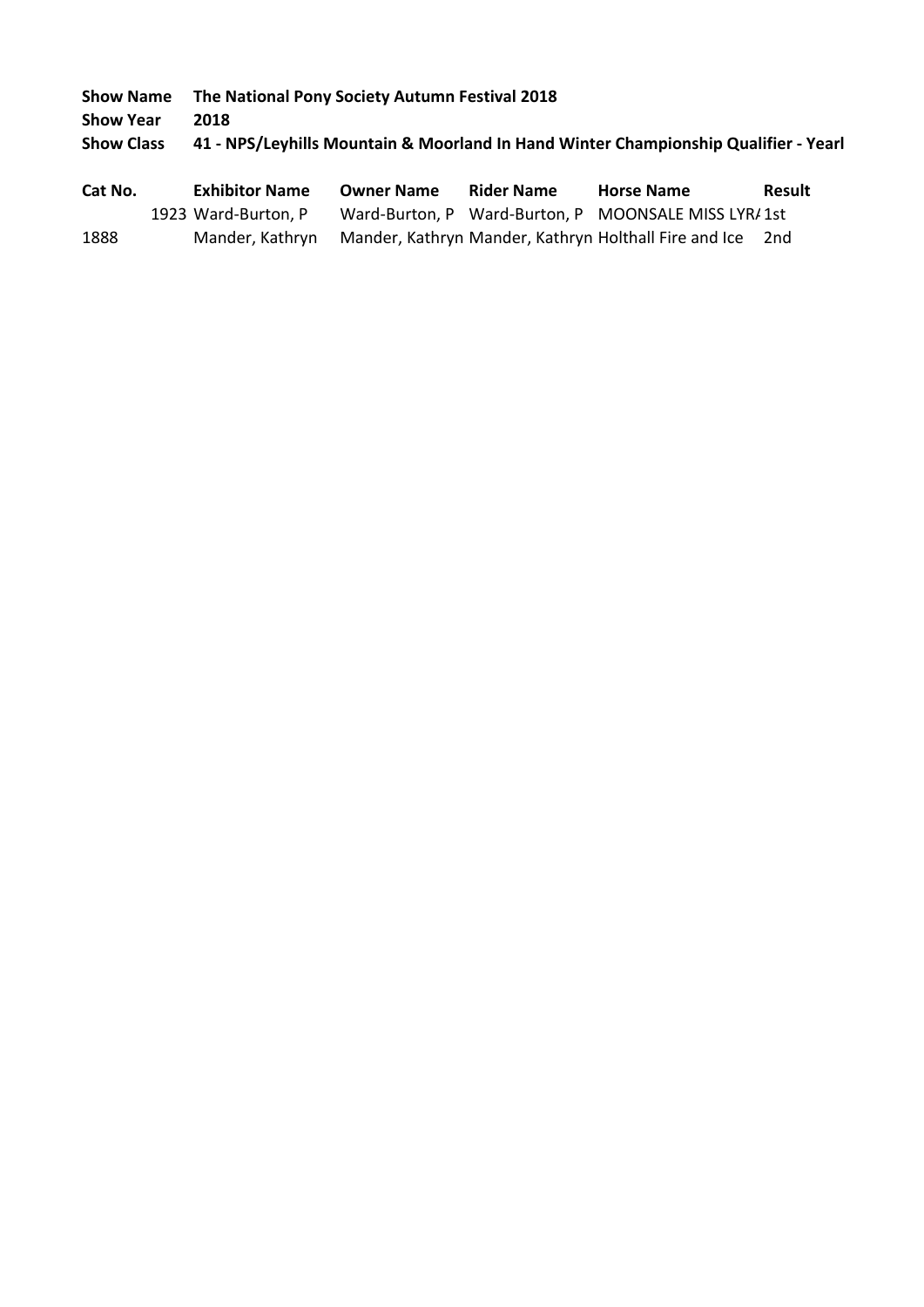**Show Name** **The National Pony Society Autumn Festival 2018**
**Show Year** **2018**
**Show Class** **41 - NPS/Leyhills Mountain & Moorland In Hand Winter Championship Qualifier - Yearl**

| Cat No. | Exhibitor Name | Owner Name | Rider Name | Horse Name | Result |
| --- | --- | --- | --- | --- | --- |
| 1923 | Ward-Burton, P | Ward-Burton, P | Ward-Burton, P | MOONSALE MISS LYRA | 1st |
| 1888 | Mander, Kathryn | Mander, Kathryn | Mander, Kathryn | Holthall Fire and Ice | 2nd |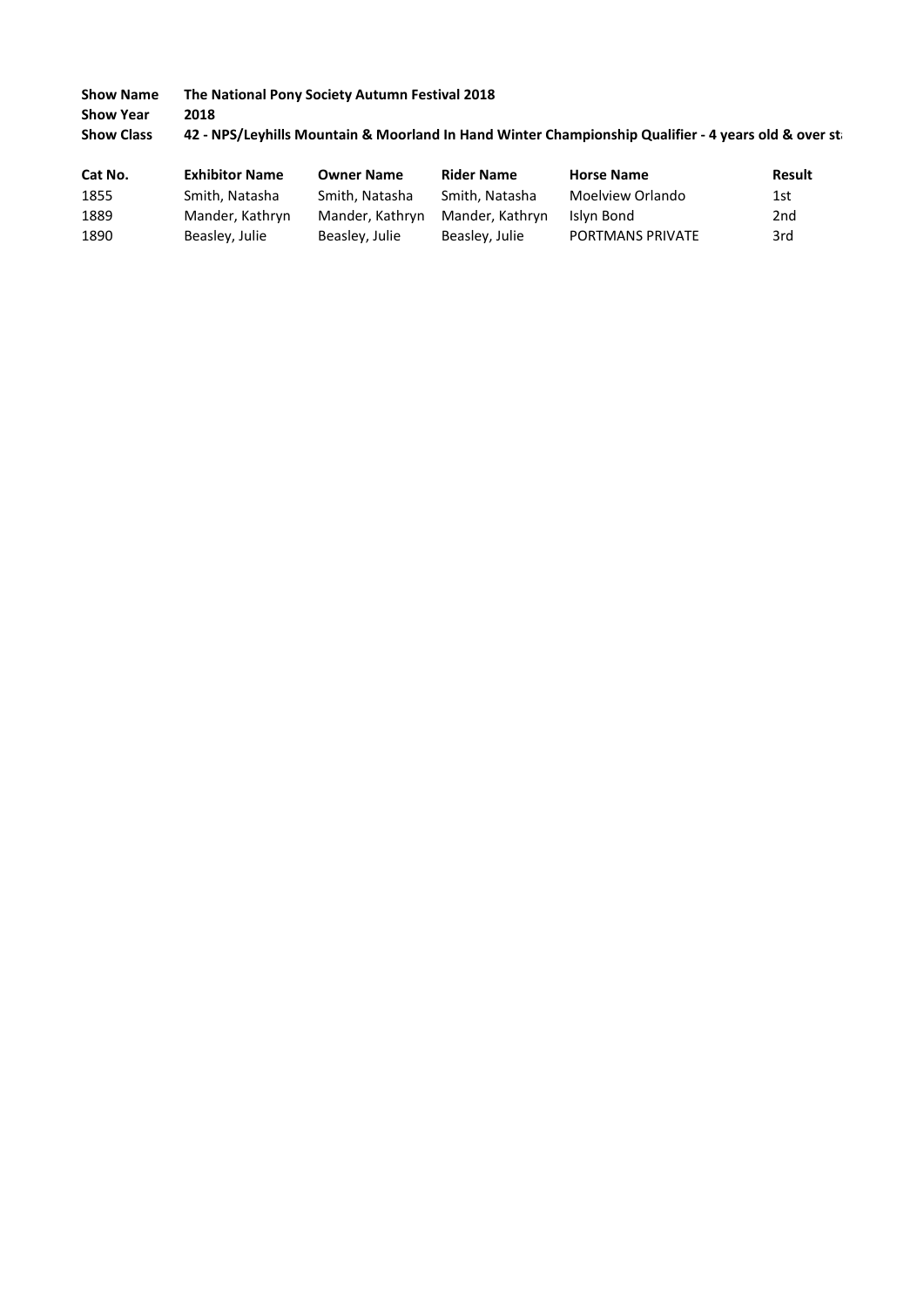**Show Name** The National Pony Society Autumn Festival 2018

**Show Year** 2018

**Show Class** 42 - NPS/Leyhills Mountain & Moorland In Hand Winter Championship Qualifier - 4 years old & over st

| Cat No. | Exhibitor Name | Owner Name | Rider Name | Horse Name | Result |
|---|---|---|---|---|---|
| 1855 | Smith, Natasha | Smith, Natasha | Smith, Natasha | Moelview Orlando | 1st |
| 1889 | Mander, Kathryn | Mander, Kathryn | Mander, Kathryn | Islyn Bond | 2nd |
| 1890 | Beasley, Julie | Beasley, Julie | Beasley, Julie | PORTMANS PRIVATE | 3rd |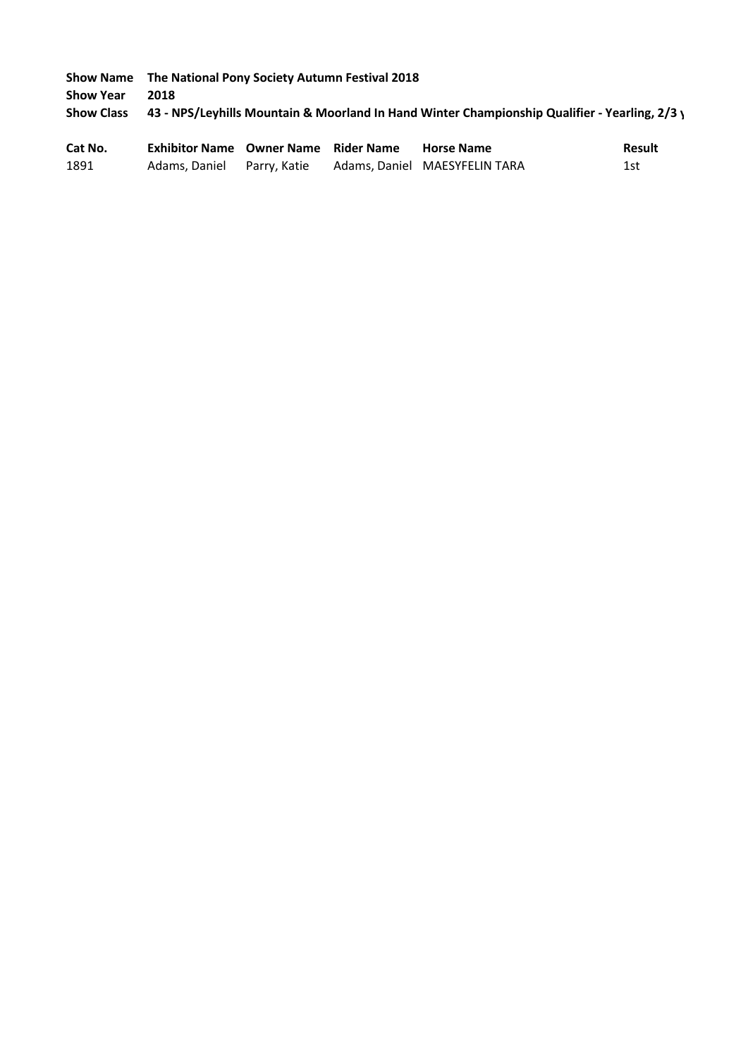**Show Name** The National Pony Society Autumn Festival 2018
**Show Year** 2018
**Show Class** 43 - NPS/Leyhills Mountain & Moorland In Hand Winter Championship Qualifier - Yearling, 2/3 y

| Cat No. | Exhibitor Name | Owner Name | Rider Name | Horse Name | Result |
|---|---|---|---|---|---|
| 1891 | Adams, Daniel | Parry, Katie | Adams, Daniel | MAESYFELIN TARA | 1st |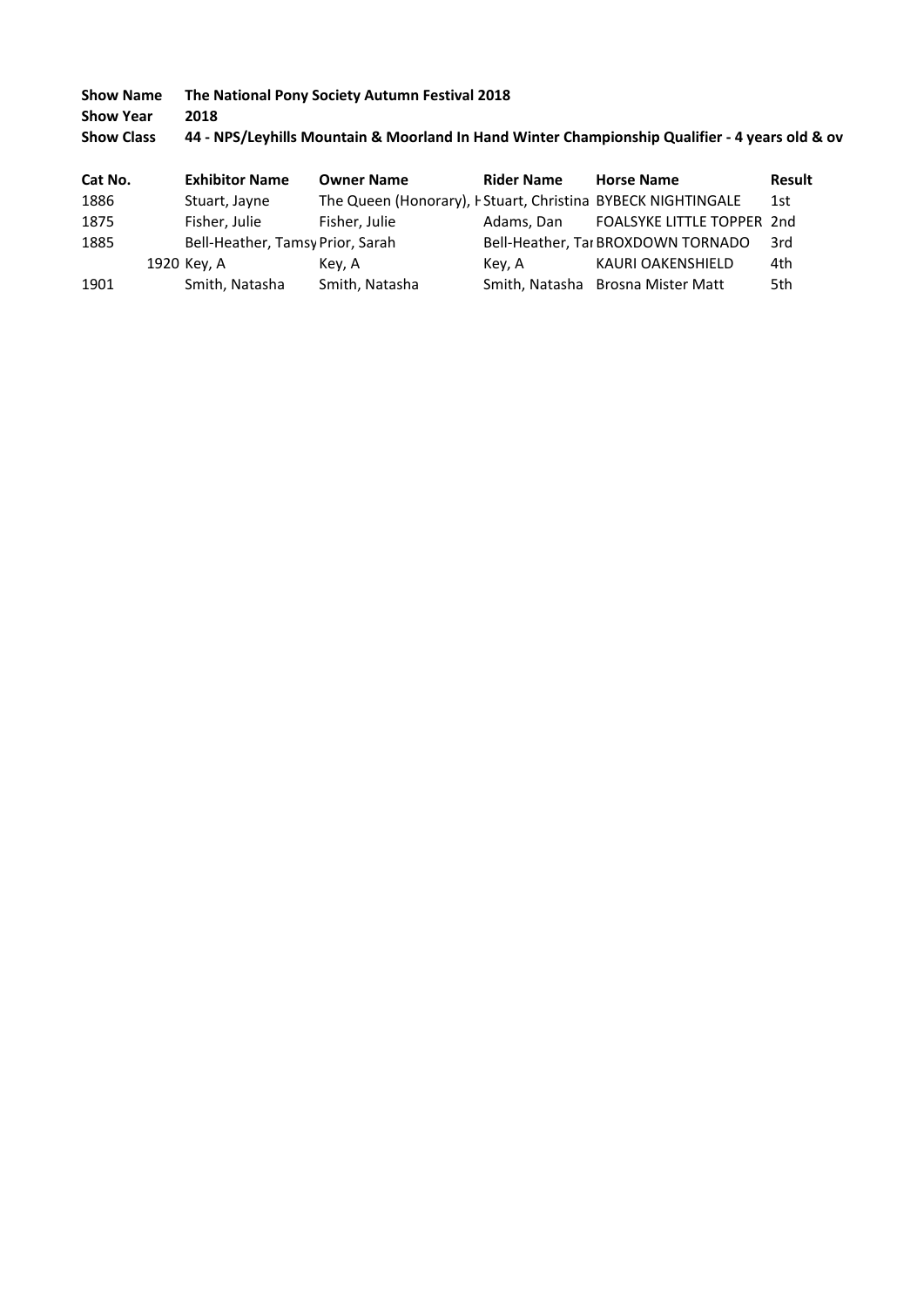**Show Name** The National Pony Society Autumn Festival 2018

**Show Year** 2018

**Show Class** 44 - NPS/Leyhills Mountain & Moorland In Hand Winter Championship Qualifier - 4 years old & ov

| Cat No. | Exhibitor Name | Owner Name | Rider Name | Horse Name | Result |
|---|---|---|---|---|---|
| 1886 | Stuart, Jayne | The Queen (Honorary), H | Stuart, Christina | BYBECK NIGHTINGALE | 1st |
| 1875 | Fisher, Julie | Fisher, Julie | Adams, Dan | FOALSYKE LITTLE TOPPER | 2nd |
| 1885 | Bell-Heather, Tamsy | Prior, Sarah | Bell-Heather, Tar | BROXDOWN TORNADO | 3rd |
| 1920 | Key, A | Key, A | Key, A | KAURI OAKENSHIELD | 4th |
| 1901 | Smith, Natasha | Smith, Natasha | Smith, Natasha | Brosna Mister Matt | 5th |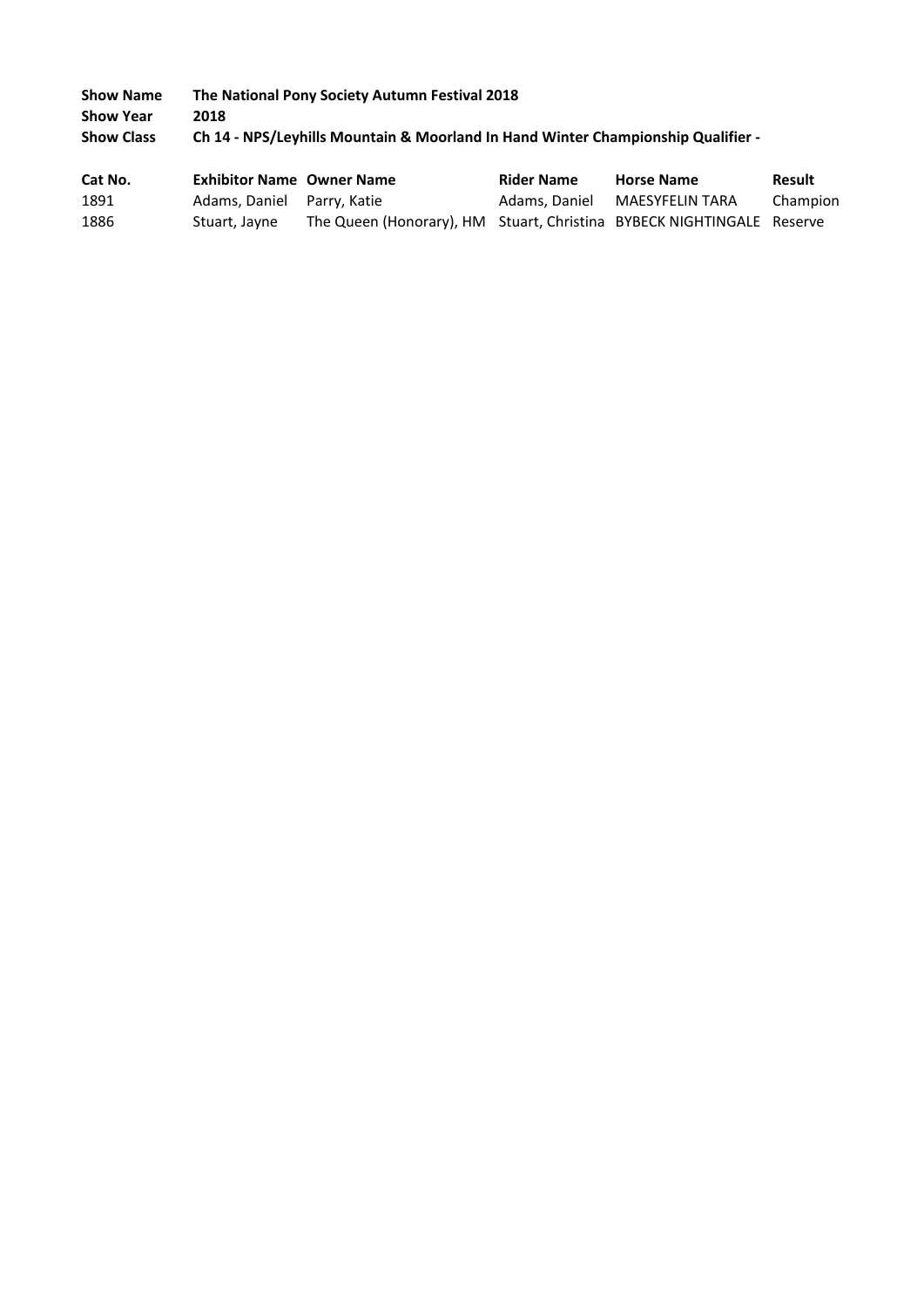**Show Name** The National Pony Society Autumn Festival 2018

**Show Year** 2018

**Show Class** Ch 14 - NPS/Leyhills Mountain & Moorland In Hand Winter Championship Qualifier -

| Cat No. | Exhibitor Name | Owner Name | Rider Name | Horse Name | Result |
|---|---|---|---|---|---|
| 1891 | Adams, Daniel | Parry, Katie | Adams, Daniel | MAESYFELIN TARA | Champion |
| 1886 | Stuart, Jayne | The Queen (Honorary), HM | Stuart, Christina | BYBECK NIGHTINGALE | Reserve |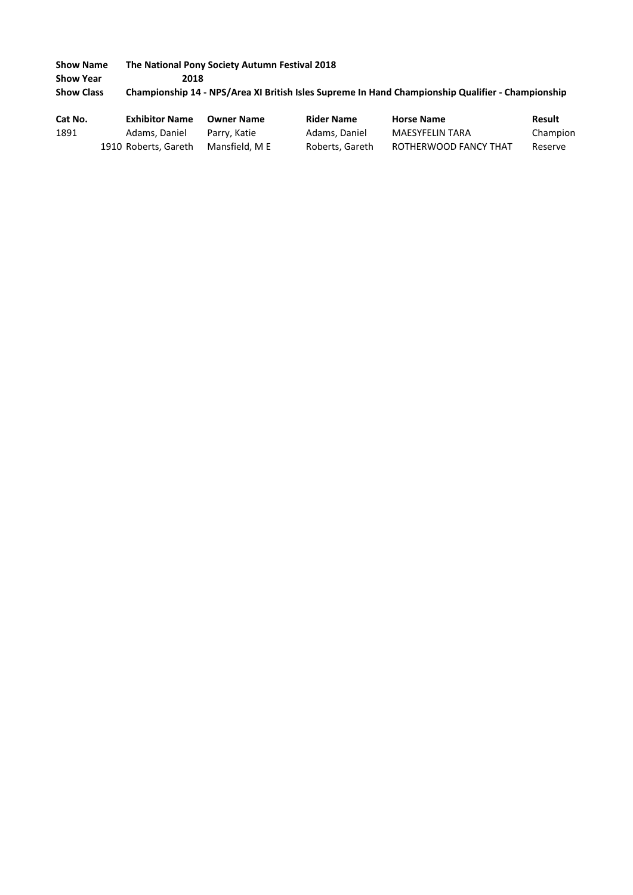**Show Name** The National Pony Society Autumn Festival 2018
**Show Year** 2018
**Show Class** Championship 14 - NPS/Area XI British Isles Supreme In Hand Championship Qualifier - Championship

| Cat No. | Exhibitor Name | Owner Name | Rider Name | Horse Name | Result |
|---|---|---|---|---|---|
| 1891 | Adams, Daniel | Parry, Katie | Adams, Daniel | MAESYFELIN TARA | Champion |
| 1910 | Roberts, Gareth | Mansfield, M E | Roberts, Gareth | ROTHERWOOD FANCY THAT | Reserve |